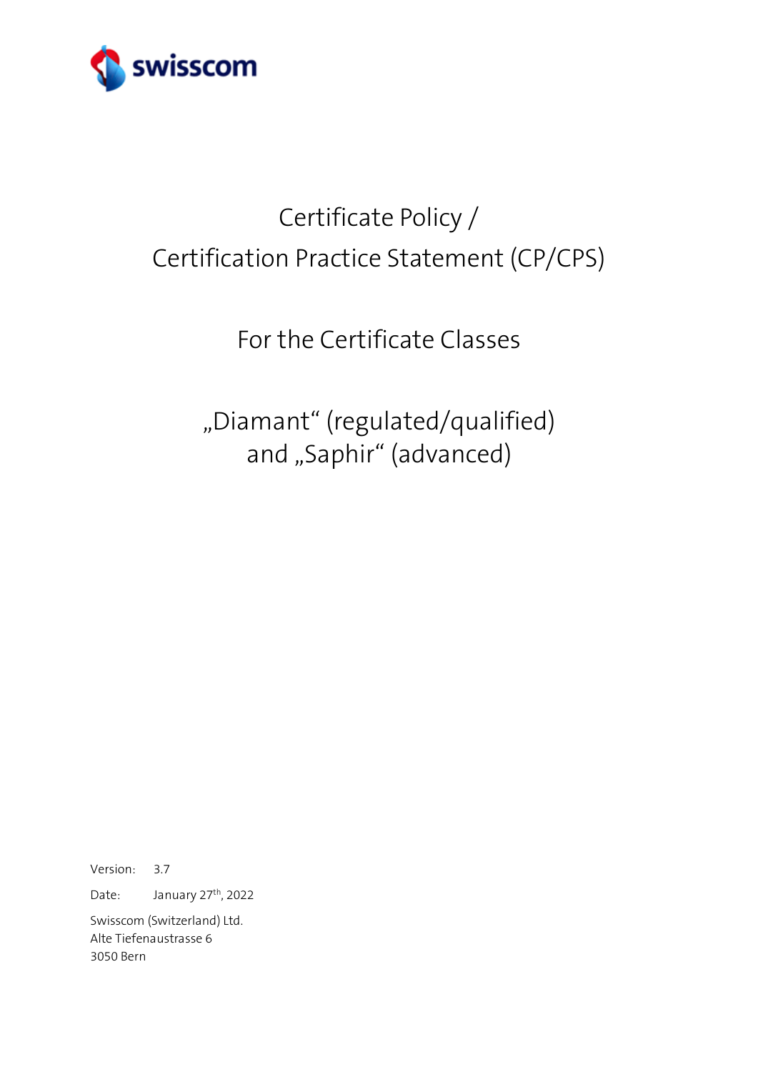swisscom

# Certificate Policy / Certification Practice Statement (CP/CPS)

## For the Certificate Classes

## „Diamant" (regulated/qualified) and „Saphir" (advanced)

Version: 3.7

Date: January 27th, 2022

Swisscom (Switzerland) Ltd.
Alte Tiefenaustrasse 6
3050 Bern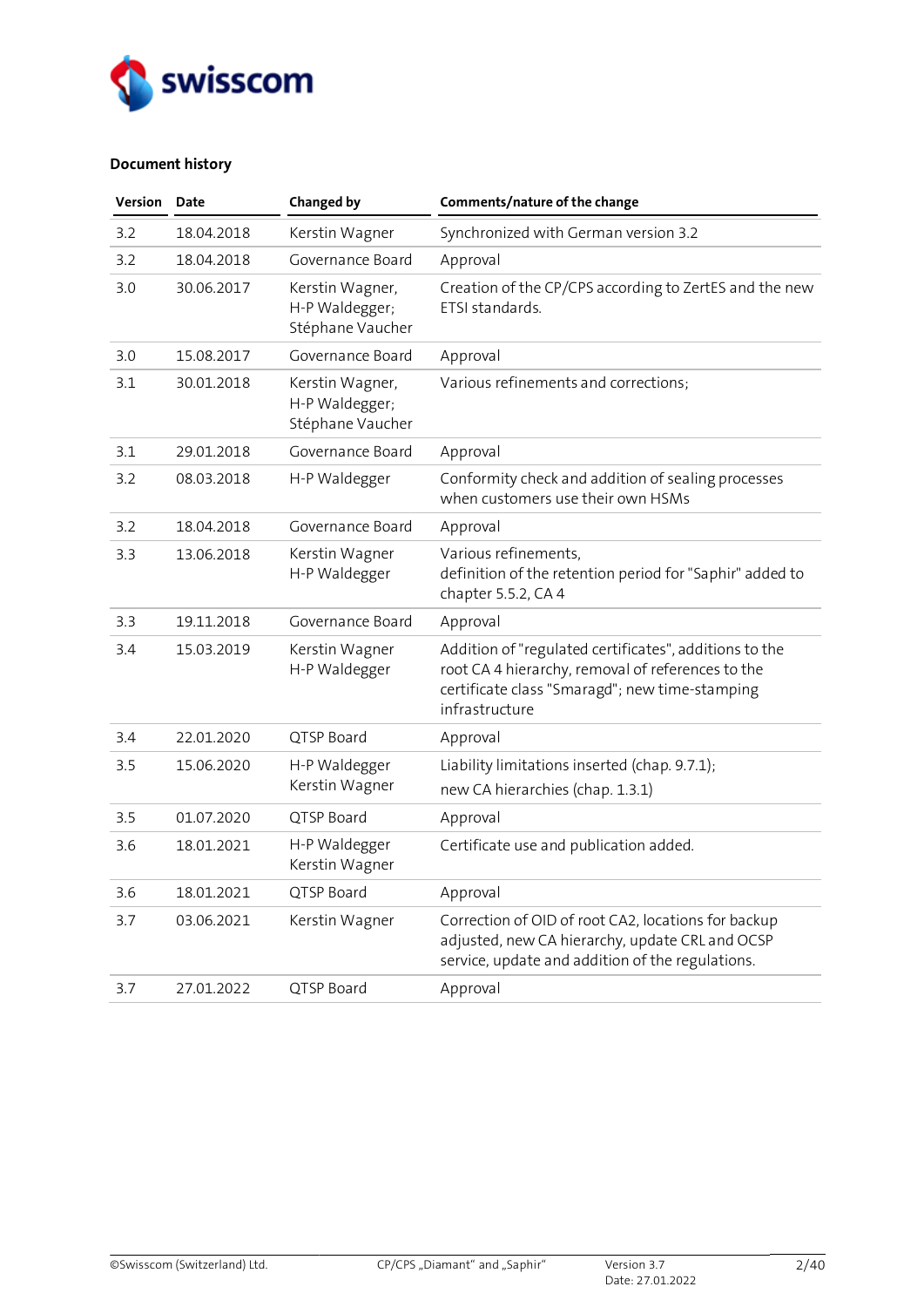## Document history

| Version | Date | Changed by | Comments/nature of the change |
|---|---|---|---|
| 3.2 | 18.04.2018 | Kerstin Wagner | Synchronized with German version 3.2 |
| 3.2 | 18.04.2018 | Governance Board | Approval |
| 3.0 | 30.06.2017 | Kerstin Wagner, H-P Waldegger; Stéphane Vaucher | Creation of the CP/CPS according to ZertES and the new ETSI standards. |
| 3.0 | 15.08.2017 | Governance Board | Approval |
| 3.1 | 30.01.2018 | Kerstin Wagner, H-P Waldegger; Stéphane Vaucher | Various refinements and corrections; |
| 3.1 | 29.01.2018 | Governance Board | Approval |
| 3.2 | 08.03.2018 | H-P Waldegger | Conformity check and addition of sealing processes when customers use their own HSMs |
| 3.2 | 18.04.2018 | Governance Board | Approval |
| 3.3 | 13.06.2018 | Kerstin Wagner H-P Waldegger | Various refinements, definition of the retention period for "Saphir" added to chapter 5.5.2, CA 4 |
| 3.3 | 19.11.2018 | Governance Board | Approval |
| 3.4 | 15.03.2019 | Kerstin Wagner H-P Waldegger | Addition of "regulated certificates", additions to the root CA 4 hierarchy, removal of references to the certificate class "Smaragd"; new time-stamping infrastructure |
| 3.4 | 22.01.2020 | QTSP Board | Approval |
| 3.5 | 15.06.2020 | H-P Waldegger Kerstin Wagner | Liability limitations inserted (chap. 9.7.1); new CA hierarchies (chap. 1.3.1) |
| 3.5 | 01.07.2020 | QTSP Board | Approval |
| 3.6 | 18.01.2021 | H-P Waldegger Kerstin Wagner | Certificate use and publication added. |
| 3.6 | 18.01.2021 | QTSP Board | Approval |
| 3.7 | 03.06.2021 | Kerstin Wagner | Correction of OID of root CA2, locations for backup adjusted, new CA hierarchy, update CRL and OCSP service, update and addition of the regulations. |
| 3.7 | 27.01.2022 | QTSP Board | Approval |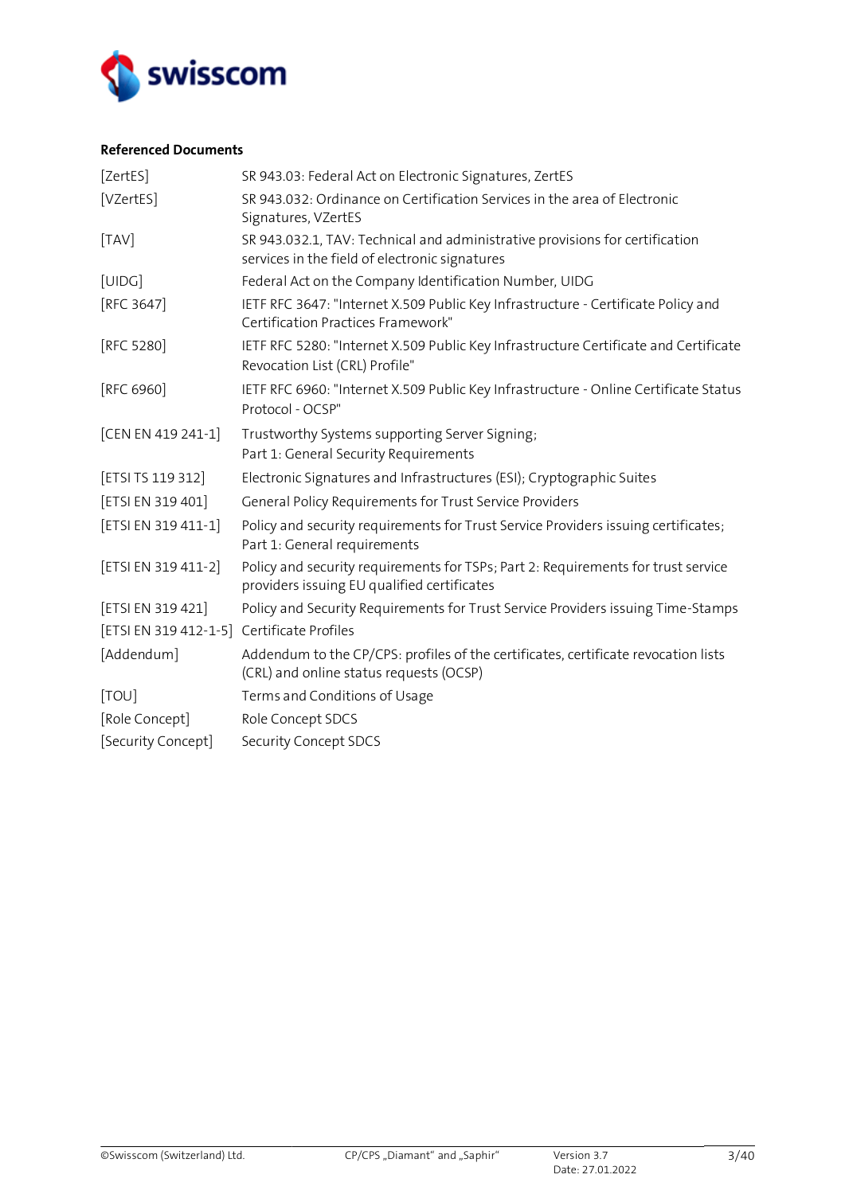**Referenced Documents**

| | |
|---|---|
| [ZertES] | SR 943.03: Federal Act on Electronic Signatures, ZertES |
| [VZertES] | SR 943.032: Ordinance on Certification Services in the area of Electronic Signatures, VZertES |
| [TAV] | SR 943.032.1, TAV: Technical and administrative provisions for certification services in the field of electronic signatures |
| [UIDG] | Federal Act on the Company Identification Number, UIDG |
| [RFC 3647] | IETF RFC 3647: "Internet X.509 Public Key Infrastructure - Certificate Policy and Certification Practices Framework" |
| [RFC 5280] | IETF RFC 5280: "Internet X.509 Public Key Infrastructure Certificate and Certificate Revocation List (CRL) Profile" |
| [RFC 6960] | IETF RFC 6960: "Internet X.509 Public Key Infrastructure - Online Certificate Status Protocol - OCSP" |
| [CEN EN 419 241-1] | Trustworthy Systems supporting Server Signing; Part 1: General Security Requirements |
| [ETSI TS 119 312] | Electronic Signatures and Infrastructures (ESI); Cryptographic Suites |
| [ETSI EN 319 401] | General Policy Requirements for Trust Service Providers |
| [ETSI EN 319 411-1] | Policy and security requirements for Trust Service Providers issuing certificates; Part 1: General requirements |
| [ETSI EN 319 411-2] | Policy and security requirements for TSPs; Part 2: Requirements for trust service providers issuing EU qualified certificates |
| [ETSI EN 319 421] | Policy and Security Requirements for Trust Service Providers issuing Time-Stamps |
| [ETSI EN 319 412-1-5] | Certificate Profiles |
| [Addendum] | Addendum to the CP/CPS: profiles of the certificates, certificate revocation lists (CRL) and online status requests (OCSP) |
| [TOU] | Terms and Conditions of Usage |
| [Role Concept] | Role Concept SDCS |
| [Security Concept] | Security Concept SDCS |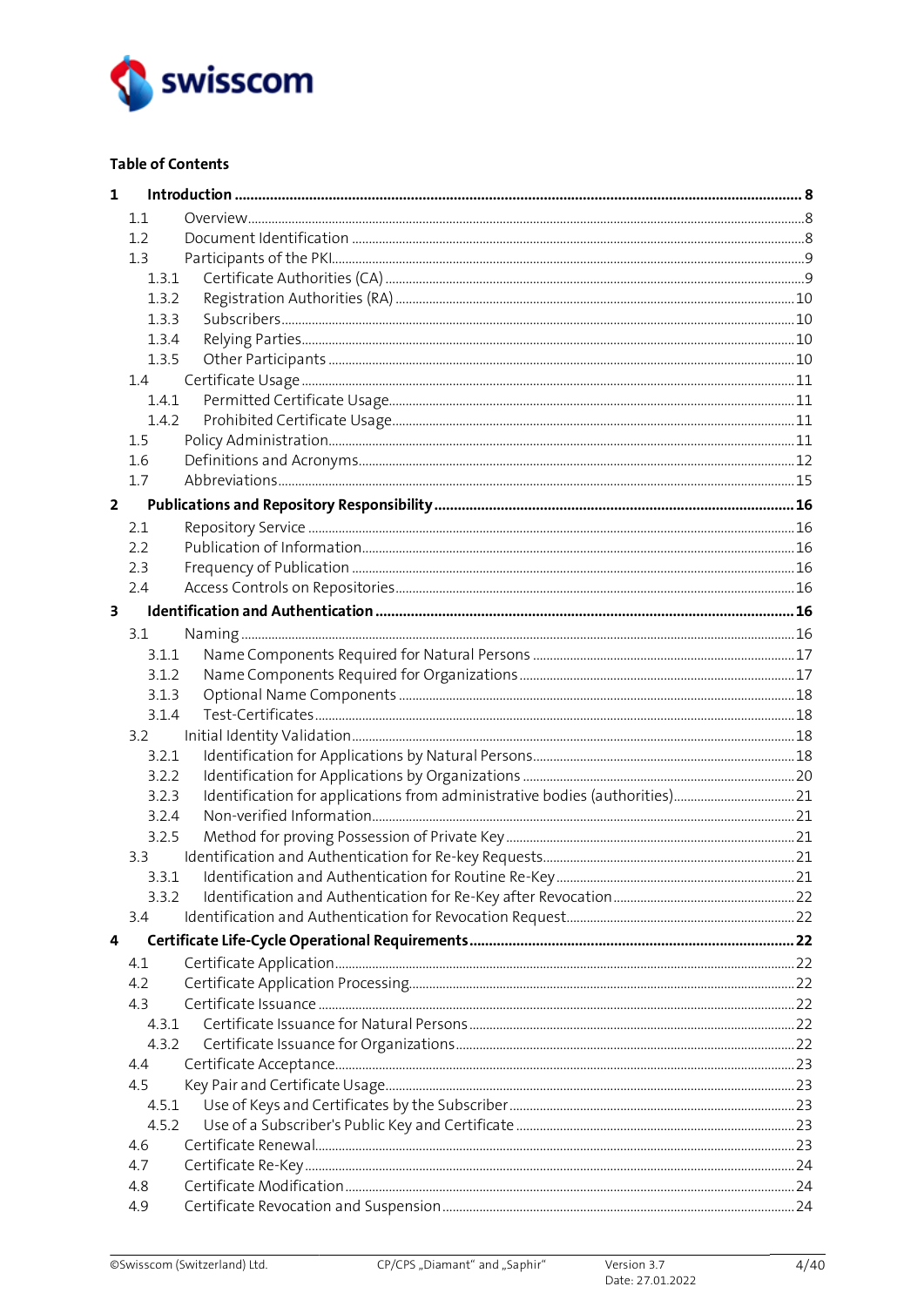**Table of Contents**

| | | |
|---|---|---|
| **1** | **Introduction** | **8** |
| 1.1 | Overview | 8 |
| 1.2 | Document Identification | 8 |
| 1.3 | Participants of the PKI | 9 |
| 1.3.1 | Certificate Authorities (CA) | 9 |
| 1.3.2 | Registration Authorities (RA) | 10 |
| 1.3.3 | Subscribers | 10 |
| 1.3.4 | Relying Parties | 10 |
| 1.3.5 | Other Participants | 10 |
| 1.4 | Certificate Usage | 11 |
| 1.4.1 | Permitted Certificate Usage | 11 |
| 1.4.2 | Prohibited Certificate Usage | 11 |
| 1.5 | Policy Administration | 11 |
| 1.6 | Definitions and Acronyms | 12 |
| 1.7 | Abbreviations | 15 |
| **2** | **Publications and Repository Responsibility** | **16** |
| 2.1 | Repository Service | 16 |
| 2.2 | Publication of Information | 16 |
| 2.3 | Frequency of Publication | 16 |
| 2.4 | Access Controls on Repositories | 16 |
| **3** | **Identification and Authentication** | **16** |
| 3.1 | Naming | 16 |
| 3.1.1 | Name Components Required for Natural Persons | 17 |
| 3.1.2 | Name Components Required for Organizations | 17 |
| 3.1.3 | Optional Name Components | 18 |
| 3.1.4 | Test-Certificates | 18 |
| 3.2 | Initial Identity Validation | 18 |
| 3.2.1 | Identification for Applications by Natural Persons | 18 |
| 3.2.2 | Identification for Applications by Organizations | 20 |
| 3.2.3 | Identification for applications from administrative bodies (authorities) | 21 |
| 3.2.4 | Non-verified Information | 21 |
| 3.2.5 | Method for proving Possession of Private Key | 21 |
| 3.3 | Identification and Authentication for Re-key Requests | 21 |
| 3.3.1 | Identification and Authentication for Routine Re-Key | 21 |
| 3.3.2 | Identification and Authentication for Re-Key after Revocation | 22 |
| 3.4 | Identification and Authentication for Revocation Request | 22 |
| **4** | **Certificate Life-Cycle Operational Requirements** | **22** |
| 4.1 | Certificate Application | 22 |
| 4.2 | Certificate Application Processing | 22 |
| 4.3 | Certificate Issuance | 22 |
| 4.3.1 | Certificate Issuance for Natural Persons | 22 |
| 4.3.2 | Certificate Issuance for Organizations | 22 |
| 4.4 | Certificate Acceptance | 23 |
| 4.5 | Key Pair and Certificate Usage | 23 |
| 4.5.1 | Use of Keys and Certificates by the Subscriber | 23 |
| 4.5.2 | Use of a Subscriber's Public Key and Certificate | 23 |
| 4.6 | Certificate Renewal | 23 |
| 4.7 | Certificate Re-Key | 24 |
| 4.8 | Certificate Modification | 24 |
| 4.9 | Certificate Revocation and Suspension | 24 |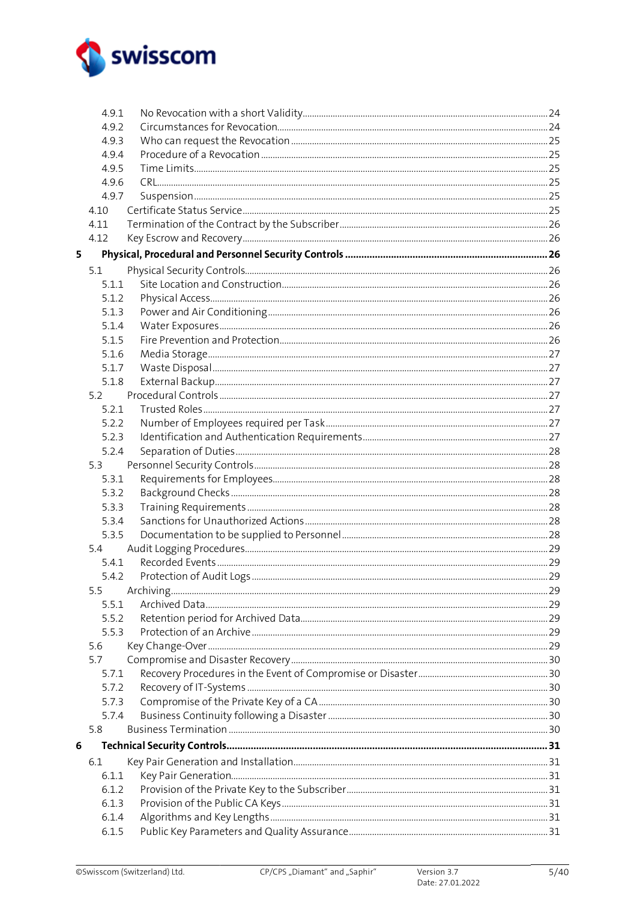4.9.1 No Revocation with a short Validity ........ 24
4.9.2 Circumstances for Revocation ........ 24
4.9.3 Who can request the Revocation ........ 25
4.9.4 Procedure of a Revocation ........ 25
4.9.5 Time Limits ........ 25
4.9.6 CRL ........ 25
4.9.7 Suspension ........ 25
4.10 Certificate Status Service ........ 25
4.11 Termination of the Contract by the Subscriber ........ 26
4.12 Key Escrow and Recovery ........ 26
**5 Physical, Procedural and Personnel Security Controls ........ 26**
5.1 Physical Security Controls ........ 26
5.1.1 Site Location and Construction ........ 26
5.1.2 Physical Access ........ 26
5.1.3 Power and Air Conditioning ........ 26
5.1.4 Water Exposures ........ 26
5.1.5 Fire Prevention and Protection ........ 26
5.1.6 Media Storage ........ 27
5.1.7 Waste Disposal ........ 27
5.1.8 External Backup ........ 27
5.2 Procedural Controls ........ 27
5.2.1 Trusted Roles ........ 27
5.2.2 Number of Employees required per Task ........ 27
5.2.3 Identification and Authentication Requirements ........ 27
5.2.4 Separation of Duties ........ 28
5.3 Personnel Security Controls ........ 28
5.3.1 Requirements for Employees ........ 28
5.3.2 Background Checks ........ 28
5.3.3 Training Requirements ........ 28
5.3.4 Sanctions for Unauthorized Actions ........ 28
5.3.5 Documentation to be supplied to Personnel ........ 28
5.4 Audit Logging Procedures ........ 29
5.4.1 Recorded Events ........ 29
5.4.2 Protection of Audit Logs ........ 29
5.5 Archiving ........ 29
5.5.1 Archived Data ........ 29
5.5.2 Retention period for Archived Data ........ 29
5.5.3 Protection of an Archive ........ 29
5.6 Key Change-Over ........ 29
5.7 Compromise and Disaster Recovery ........ 30
5.7.1 Recovery Procedures in the Event of Compromise or Disaster ........ 30
5.7.2 Recovery of IT-Systems ........ 30
5.7.3 Compromise of the Private Key of a CA ........ 30
5.7.4 Business Continuity following a Disaster ........ 30
5.8 Business Termination ........ 30
**6 Technical Security Controls ........ 31**
6.1 Key Pair Generation and Installation ........ 31
6.1.1 Key Pair Generation ........ 31
6.1.2 Provision of the Private Key to the Subscriber ........ 31
6.1.3 Provision of the Public CA Keys ........ 31
6.1.4 Algorithms and Key Lengths ........ 31
6.1.5 Public Key Parameters and Quality Assurance ........ 31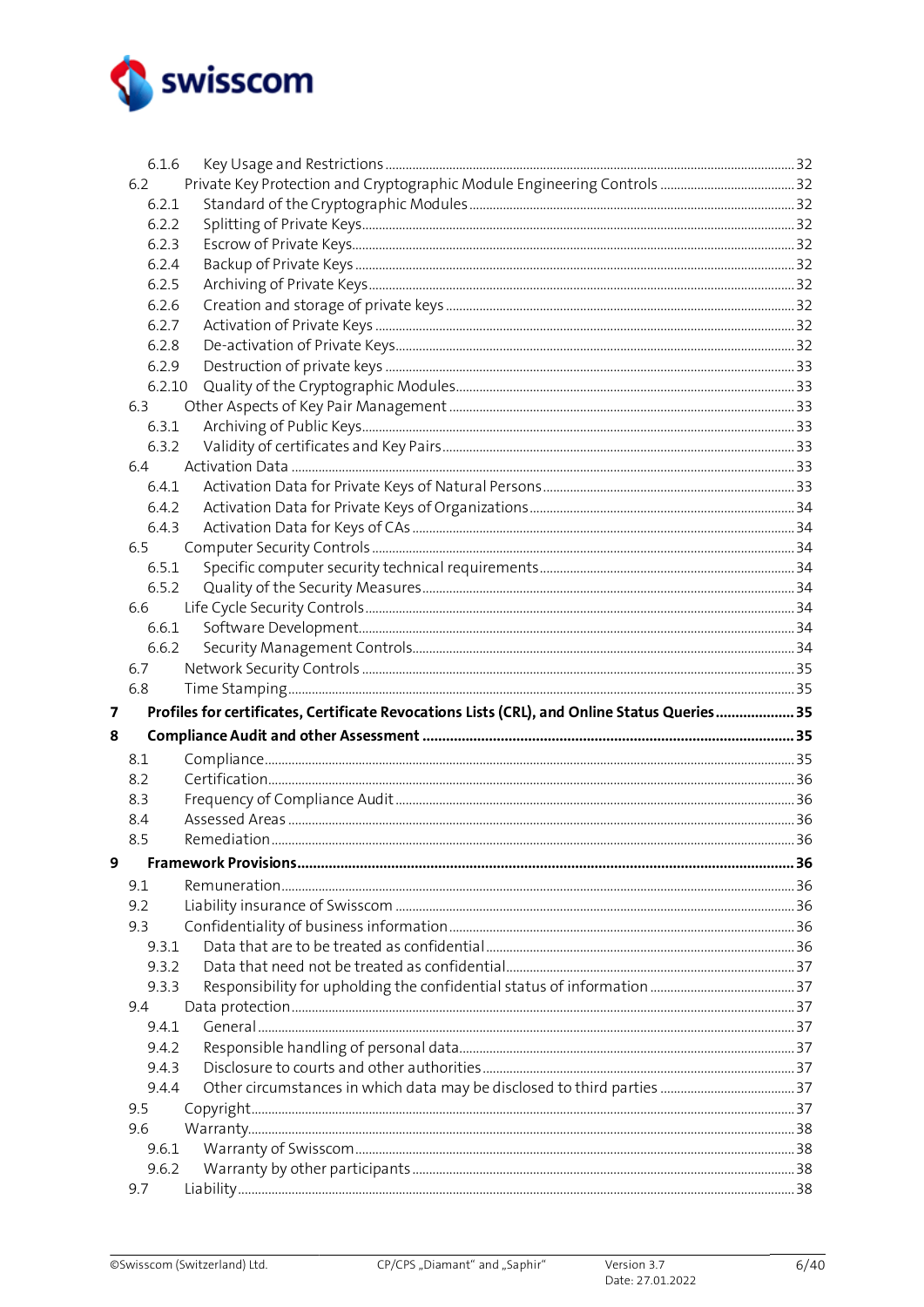6.1.6 Key Usage and Restrictions ..... 32
6.2 Private Key Protection and Cryptographic Module Engineering Controls ..... 32
6.2.1 Standard of the Cryptographic Modules ..... 32
6.2.2 Splitting of Private Keys ..... 32
6.2.3 Escrow of Private Keys ..... 32
6.2.4 Backup of Private Keys ..... 32
6.2.5 Archiving of Private Keys ..... 32
6.2.6 Creation and storage of private keys ..... 32
6.2.7 Activation of Private Keys ..... 32
6.2.8 De-activation of Private Keys ..... 32
6.2.9 Destruction of private keys ..... 33
6.2.10 Quality of the Cryptographic Modules ..... 33
6.3 Other Aspects of Key Pair Management ..... 33
6.3.1 Archiving of Public Keys ..... 33
6.3.2 Validity of certificates and Key Pairs ..... 33
6.4 Activation Data ..... 33
6.4.1 Activation Data for Private Keys of Natural Persons ..... 33
6.4.2 Activation Data for Private Keys of Organizations ..... 34
6.4.3 Activation Data for Keys of CAs ..... 34
6.5 Computer Security Controls ..... 34
6.5.1 Specific computer security technical requirements ..... 34
6.5.2 Quality of the Security Measures ..... 34
6.6 Life Cycle Security Controls ..... 34
6.6.1 Software Development ..... 34
6.6.2 Security Management Controls ..... 34
6.7 Network Security Controls ..... 35
6.8 Time Stamping ..... 35

**7 Profiles for certificates, Certificate Revocations Lists (CRL), and Online Status Queries ..... 35**

**8 Compliance Audit and other Assessment ..... 35**

8.1 Compliance ..... 35
8.2 Certification ..... 36
8.3 Frequency of Compliance Audit ..... 36
8.4 Assessed Areas ..... 36
8.5 Remediation ..... 36

**9 Framework Provisions ..... 36**

9.1 Remuneration ..... 36
9.2 Liability insurance of Swisscom ..... 36
9.3 Confidentiality of business information ..... 36
9.3.1 Data that are to be treated as confidential ..... 36
9.3.2 Data that need not be treated as confidential ..... 37
9.3.3 Responsibility for upholding the confidential status of information ..... 37
9.4 Data protection ..... 37
9.4.1 General ..... 37
9.4.2 Responsible handling of personal data ..... 37
9.4.3 Disclosure to courts and other authorities ..... 37
9.4.4 Other circumstances in which data may be disclosed to third parties ..... 37
9.5 Copyright ..... 37
9.6 Warranty ..... 38
9.6.1 Warranty of Swisscom ..... 38
9.6.2 Warranty by other participants ..... 38
9.7 Liability ..... 38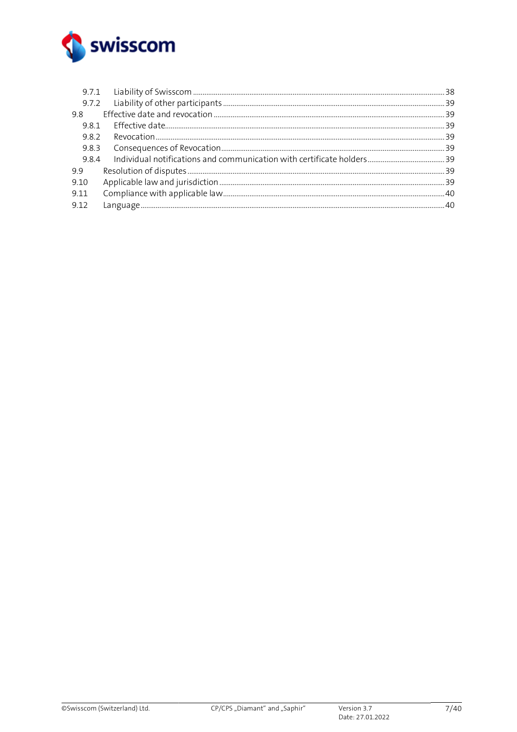- 9.7.1 Liability of Swisscom ........ 38
- 9.7.2 Liability of other participants ........ 39
- 9.8 Effective date and revocation ........ 39
  - 9.8.1 Effective date ........ 39
  - 9.8.2 Revocation ........ 39
  - 9.8.3 Consequences of Revocation ........ 39
  - 9.8.4 Individual notifications and communication with certificate holders ........ 39
- 9.9 Resolution of disputes ........ 39
- 9.10 Applicable law and jurisdiction ........ 39
- 9.11 Compliance with applicable law ........ 40
- 9.12 Language ........ 40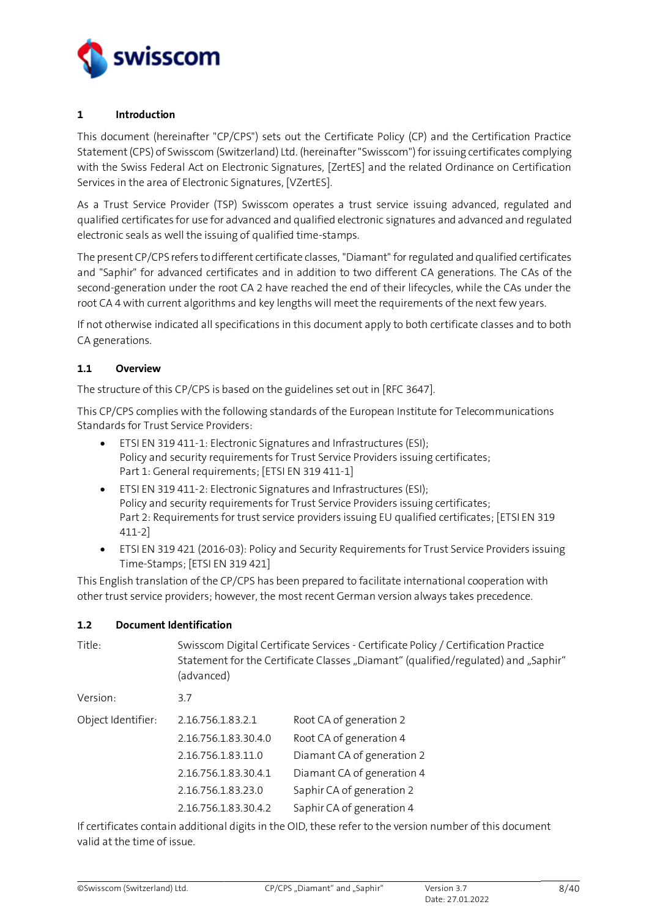# 1 Introduction

This document (hereinafter "CP/CPS") sets out the Certificate Policy (CP) and the Certification Practice Statement (CPS) of Swisscom (Switzerland) Ltd. (hereinafter "Swisscom") for issuing certificates complying with the Swiss Federal Act on Electronic Signatures, [ZertES] and the related Ordinance on Certification Services in the area of Electronic Signatures, [VZertES].

As a Trust Service Provider (TSP) Swisscom operates a trust service issuing advanced, regulated and qualified certificates for use for advanced and qualified electronic signatures and advanced and regulated electronic seals as well the issuing of qualified time-stamps.

The present CP/CPS refers to different certificate classes, "Diamant" for regulated and qualified certificates and "Saphir" for advanced certificates and in addition to two different CA generations. The CAs of the second-generation under the root CA 2 have reached the end of their lifecycles, while the CAs under the root CA 4 with current algorithms and key lengths will meet the requirements of the next few years.

If not otherwise indicated all specifications in this document apply to both certificate classes and to both CA generations.

## 1.1 Overview

The structure of this CP/CPS is based on the guidelines set out in [RFC 3647].

This CP/CPS complies with the following standards of the European Institute for Telecommunications Standards for Trust Service Providers:

- ETSI EN 319 411-1: Electronic Signatures and Infrastructures (ESI);
  Policy and security requirements for Trust Service Providers issuing certificates;
  Part 1: General requirements; [ETSI EN 319 411-1]
- ETSI EN 319 411-2: Electronic Signatures and Infrastructures (ESI);
  Policy and security requirements for Trust Service Providers issuing certificates;
  Part 2: Requirements for trust service providers issuing EU qualified certificates; [ETSI EN 319 411-2]
- ETSI EN 319 421 (2016-03): Policy and Security Requirements for Trust Service Providers issuing Time-Stamps; [ETSI EN 319 421]

This English translation of the CP/CPS has been prepared to facilitate international cooperation with other trust service providers; however, the most recent German version always takes precedence.

## 1.2 Document Identification

| | | |
|---|---|---|
| Title: | Swisscom Digital Certificate Services - Certificate Policy / Certification Practice Statement for the Certificate Classes „Diamant" (qualified/regulated) and „Saphir" (advanced) | |
| Version: | 3.7 | |
| Object Identifier: | 2.16.756.1.83.2.1 | Root CA of generation 2 |
| | 2.16.756.1.83.30.4.0 | Root CA of generation 4 |
| | 2.16.756.1.83.11.0 | Diamant CA of generation 2 |
| | 2.16.756.1.83.30.4.1 | Diamant CA of generation 4 |
| | 2.16.756.1.83.23.0 | Saphir CA of generation 2 |
| | 2.16.756.1.83.30.4.2 | Saphir CA of generation 4 |

If certificates contain additional digits in the OID, these refer to the version number of this document valid at the time of issue.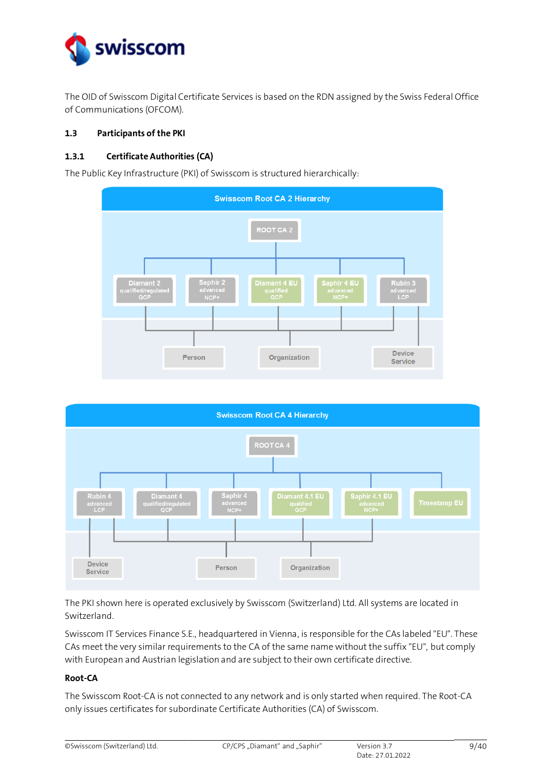The OID of Swisscom Digital Certificate Services is based on the RDN assigned by the Swiss Federal Office of Communications (OFCOM).

## 1.3 Participants of the PKI

### 1.3.1 Certificate Authorities (CA)

The Public Key Infrastructure (PKI) of Swisscom is structured hierarchically:

The PKI shown here is operated exclusively by Swisscom (Switzerland) Ltd. All systems are located in Switzerland.

Swisscom IT Services Finance S.E., headquartered in Vienna, is responsible for the CAs labeled "EU". These CAs meet the very similar requirements to the CA of the same name without the suffix "EU", but comply with European and Austrian legislation and are subject to their own certificate directive.

**Root-CA**

The Swisscom Root-CA is not connected to any network and is only started when required. The Root-CA only issues certificates for subordinate Certificate Authorities (CA) of Swisscom.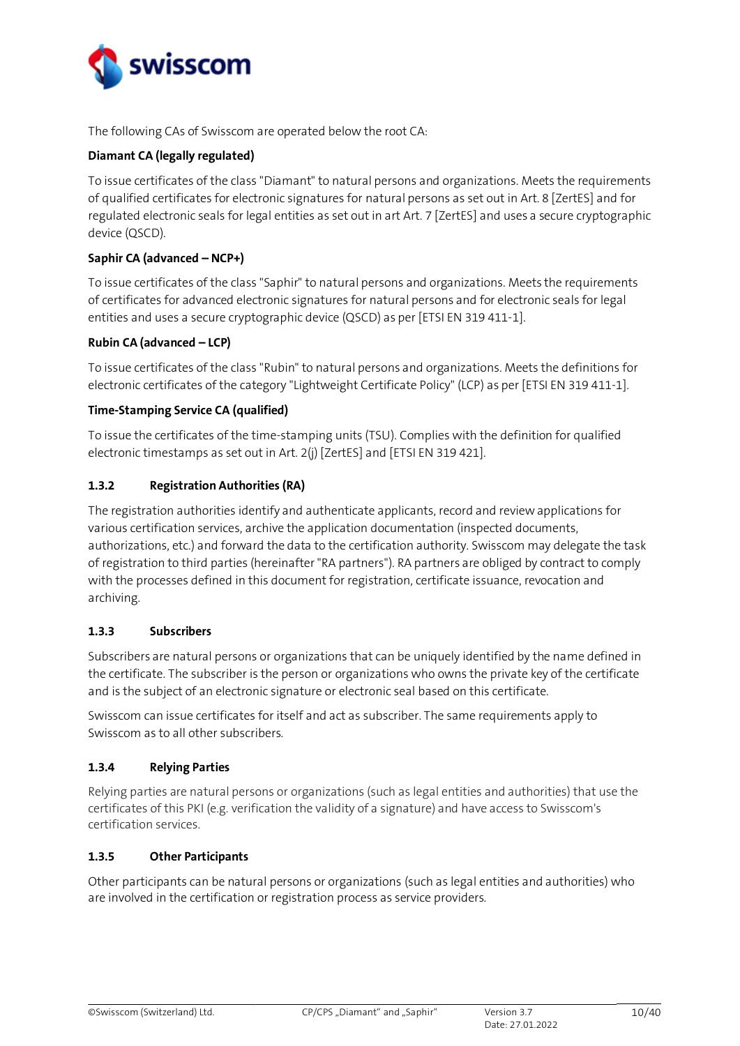The following CAs of Swisscom are operated below the root CA:

**Diamant CA (legally regulated)**

To issue certificates of the class "Diamant" to natural persons and organizations. Meets the requirements of qualified certificates for electronic signatures for natural persons as set out in Art. 8 [ZertES] and for regulated electronic seals for legal entities as set out in art Art. 7 [ZertES] and uses a secure cryptographic device (QSCD).

**Saphir CA (advanced – NCP+)**

To issue certificates of the class "Saphir" to natural persons and organizations. Meets the requirements of certificates for advanced electronic signatures for natural persons and for electronic seals for legal entities and uses a secure cryptographic device (QSCD) as per [ETSI EN 319 411-1].

**Rubin CA (advanced – LCP)**

To issue certificates of the class "Rubin" to natural persons and organizations. Meets the definitions for electronic certificates of the category "Lightweight Certificate Policy" (LCP) as per [ETSI EN 319 411-1].

**Time-Stamping Service CA (qualified)**

To issue the certificates of the time-stamping units (TSU). Complies with the definition for qualified electronic timestamps as set out in Art. 2(j) [ZertES] and [ETSI EN 319 421].

### 1.3.2 Registration Authorities (RA)

The registration authorities identify and authenticate applicants, record and review applications for various certification services, archive the application documentation (inspected documents, authorizations, etc.) and forward the data to the certification authority. Swisscom may delegate the task of registration to third parties (hereinafter "RA partners"). RA partners are obliged by contract to comply with the processes defined in this document for registration, certificate issuance, revocation and archiving.

### 1.3.3 Subscribers

Subscribers are natural persons or organizations that can be uniquely identified by the name defined in the certificate. The subscriber is the person or organizations who owns the private key of the certificate and is the subject of an electronic signature or electronic seal based on this certificate.

Swisscom can issue certificates for itself and act as subscriber. The same requirements apply to Swisscom as to all other subscribers.

### 1.3.4 Relying Parties

Relying parties are natural persons or organizations (such as legal entities and authorities) that use the certificates of this PKI (e.g. verification the validity of a signature) and have access to Swisscom's certification services.

### 1.3.5 Other Participants

Other participants can be natural persons or organizations (such as legal entities and authorities) who are involved in the certification or registration process as service providers.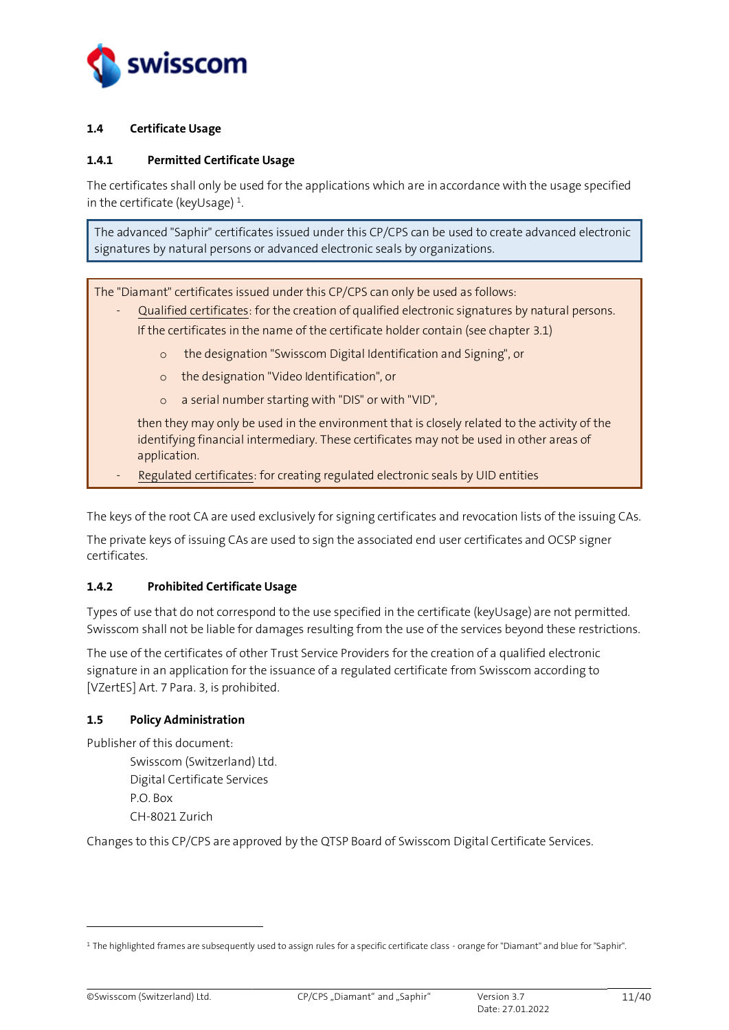### 1.4 Certificate Usage

#### 1.4.1 Permitted Certificate Usage

The certificates shall only be used for the applications which are in accordance with the usage specified in the certificate (keyUsage) [1].

> The advanced "Saphir" certificates issued under this CP/CPS can be used to create advanced electronic signatures by natural persons or advanced electronic seals by organizations.

> The "Diamant" certificates issued under this CP/CPS can only be used as follows:
> - Qualified certificates: for the creation of qualified electronic signatures by natural persons.
>
>   If the certificates in the name of the certificate holder contain (see chapter 3.1)
>     - the designation "Swisscom Digital Identification and Signing", or
>     - the designation "Video Identification", or
>     - a serial number starting with "DIS" or with "VID",
>
>   then they may only be used in the environment that is closely related to the activity of the identifying financial intermediary. These certificates may not be used in other areas of application.
> - Regulated certificates: for creating regulated electronic seals by UID entities

The keys of the root CA are used exclusively for signing certificates and revocation lists of the issuing CAs.

The private keys of issuing CAs are used to sign the associated end user certificates and OCSP signer certificates.

#### 1.4.2 Prohibited Certificate Usage

Types of use that do not correspond to the use specified in the certificate (keyUsage) are not permitted. Swisscom shall not be liable for damages resulting from the use of the services beyond these restrictions.

The use of the certificates of other Trust Service Providers for the creation of a qualified electronic signature in an application for the issuance of a regulated certificate from Swisscom according to [VZertES] Art. 7 Para. 3, is prohibited.

### 1.5 Policy Administration

Publisher of this document:

Swisscom (Switzerland) Ltd.
Digital Certificate Services
P.O. Box
CH-8021 Zurich

Changes to this CP/CPS are approved by the QTSP Board of Swisscom Digital Certificate Services.

[1] The highlighted frames are subsequently used to assign rules for a specific certificate class - orange for "Diamant" and blue for "Saphir".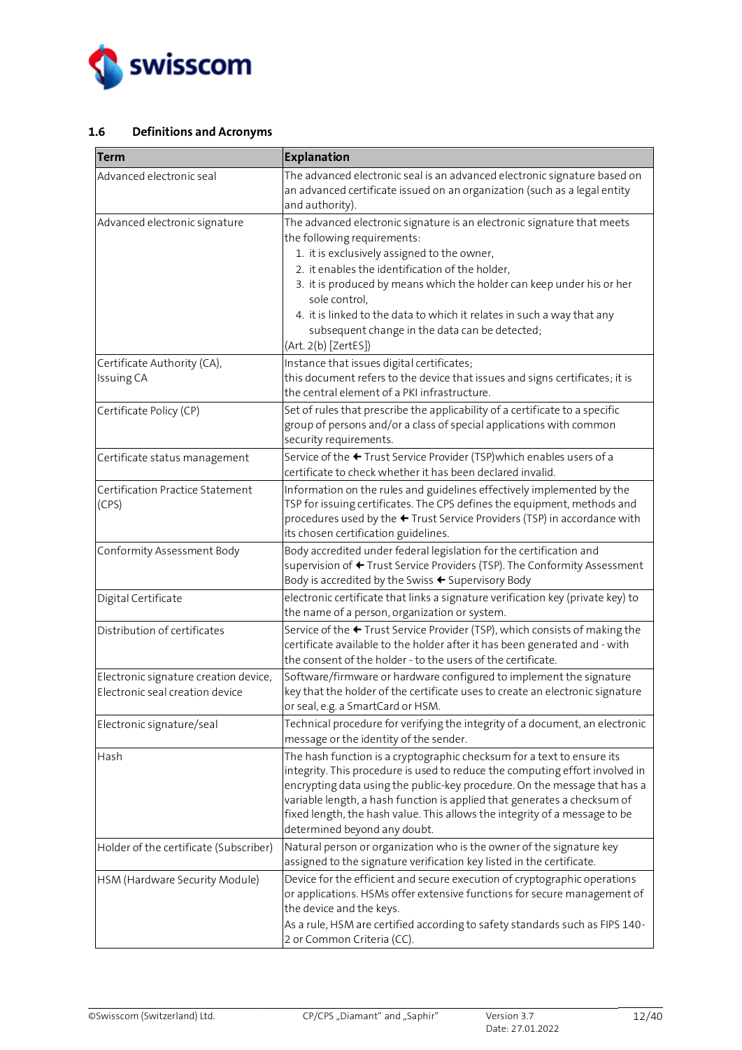## 1.6 Definitions and Acronyms

| Term | Explanation |
|---|---|
| Advanced electronic seal | The advanced electronic seal is an advanced electronic signature based on an advanced certificate issued on an organization (such as a legal entity and authority). |
| Advanced electronic signature | The advanced electronic signature is an electronic signature that meets the following requirements:<br>1. it is exclusively assigned to the owner,<br>2. it enables the identification of the holder,<br>3. it is produced by means which the holder can keep under his or her sole control,<br>4. it is linked to the data to which it relates in such a way that any subsequent change in the data can be detected;<br>(Art. 2(b) [ZertES]) |
| Certificate Authority (CA), Issuing CA | Instance that issues digital certificates;<br>this document refers to the device that issues and signs certificates; it is the central element of a PKI infrastructure. |
| Certificate Policy (CP) | Set of rules that prescribe the applicability of a certificate to a specific group of persons and/or a class of special applications with common security requirements. |
| Certificate status management | Service of the ← Trust Service Provider (TSP)which enables users of a certificate to check whether it has been declared invalid. |
| Certification Practice Statement (CPS) | Information on the rules and guidelines effectively implemented by the TSP for issuing certificates. The CPS defines the equipment, methods and procedures used by the ← Trust Service Providers (TSP) in accordance with its chosen certification guidelines. |
| Conformity Assessment Body | Body accredited under federal legislation for the certification and supervision of ← Trust Service Providers (TSP). The Conformity Assessment Body is accredited by the Swiss ← Supervisory Body |
| Digital Certificate | electronic certificate that links a signature verification key (private key) to the name of a person, organization or system. |
| Distribution of certificates | Service of the ← Trust Service Provider (TSP), which consists of making the certificate available to the holder after it has been generated and - with the consent of the holder - to the users of the certificate. |
| Electronic signature creation device, Electronic seal creation device | Software/firmware or hardware configured to implement the signature key that the holder of the certificate uses to create an electronic signature or seal, e.g. a SmartCard or HSM. |
| Electronic signature/seal | Technical procedure for verifying the integrity of a document, an electronic message or the identity of the sender. |
| Hash | The hash function is a cryptographic checksum for a text to ensure its integrity. This procedure is used to reduce the computing effort involved in encrypting data using the public-key procedure. On the message that has a variable length, a hash function is applied that generates a checksum of fixed length, the hash value. This allows the integrity of a message to be determined beyond any doubt. |
| Holder of the certificate (Subscriber) | Natural person or organization who is the owner of the signature key assigned to the signature verification key listed in the certificate. |
| HSM (Hardware Security Module) | Device for the efficient and secure execution of cryptographic operations or applications. HSMs offer extensive functions for secure management of the device and the keys.<br>As a rule, HSM are certified according to safety standards such as FIPS 140-2 or Common Criteria (CC). |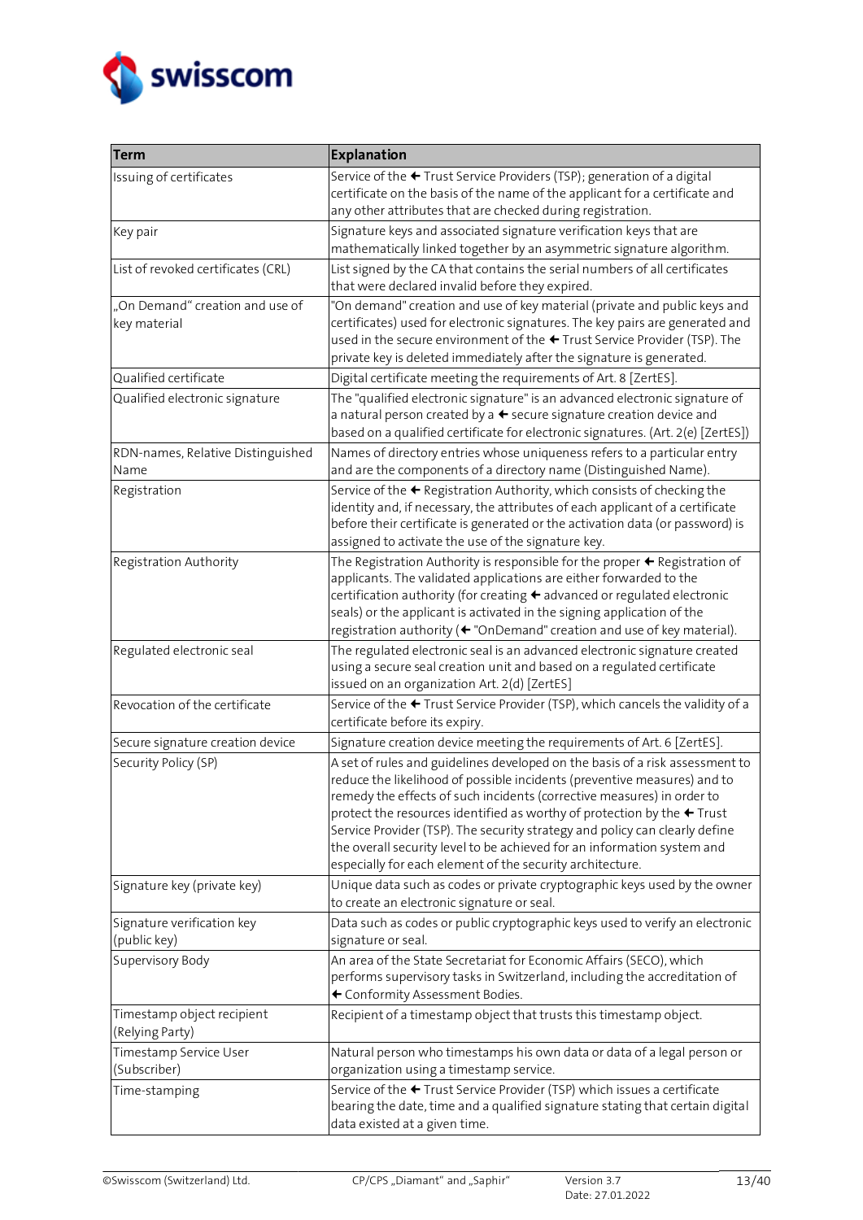| Term | Explanation |
|---|---|
| Issuing of certificates | Service of the ← Trust Service Providers (TSP); generation of a digital certificate on the basis of the name of the applicant for a certificate and any other attributes that are checked during registration. |
| Key pair | Signature keys and associated signature verification keys that are mathematically linked together by an asymmetric signature algorithm. |
| List of revoked certificates (CRL) | List signed by the CA that contains the serial numbers of all certificates that were declared invalid before they expired. |
| „On Demand" creation and use of key material | "On demand" creation and use of key material (private and public keys and certificates) used for electronic signatures. The key pairs are generated and used in the secure environment of the ← Trust Service Provider (TSP). The private key is deleted immediately after the signature is generated. |
| Qualified certificate | Digital certificate meeting the requirements of Art. 8 [ZertES]. |
| Qualified electronic signature | The "qualified electronic signature" is an advanced electronic signature of a natural person created by a ← secure signature creation device and based on a qualified certificate for electronic signatures. (Art. 2(e) [ZertES]) |
| RDN-names, Relative Distinguished Name | Names of directory entries whose uniqueness refers to a particular entry and are the components of a directory name (Distinguished Name). |
| Registration | Service of the ← Registration Authority, which consists of checking the identity and, if necessary, the attributes of each applicant of a certificate before their certificate is generated or the activation data (or password) is assigned to activate the use of the signature key. |
| Registration Authority | The Registration Authority is responsible for the proper ← Registration of applicants. The validated applications are either forwarded to the certification authority (for creating ← advanced or regulated electronic seals) or the applicant is activated in the signing application of the registration authority (← "OnDemand" creation and use of key material). |
| Regulated electronic seal | The regulated electronic seal is an advanced electronic signature created using a secure seal creation unit and based on a regulated certificate issued on an organization Art. 2(d) [ZertES] |
| Revocation of the certificate | Service of the ← Trust Service Provider (TSP), which cancels the validity of a certificate before its expiry. |
| Secure signature creation device | Signature creation device meeting the requirements of Art. 6 [ZertES]. |
| Security Policy (SP) | A set of rules and guidelines developed on the basis of a risk assessment to reduce the likelihood of possible incidents (preventive measures) and to remedy the effects of such incidents (corrective measures) in order to protect the resources identified as worthy of protection by the ← Trust Service Provider (TSP). The security strategy and policy can clearly define the overall security level to be achieved for an information system and especially for each element of the security architecture. |
| Signature key (private key) | Unique data such as codes or private cryptographic keys used by the owner to create an electronic signature or seal. |
| Signature verification key (public key) | Data such as codes or public cryptographic keys used to verify an electronic signature or seal. |
| Supervisory Body | An area of the State Secretariat for Economic Affairs (SECO), which performs supervisory tasks in Switzerland, including the accreditation of ← Conformity Assessment Bodies. |
| Timestamp object recipient (Relying Party) | Recipient of a timestamp object that trusts this timestamp object. |
| Timestamp Service User (Subscriber) | Natural person who timestamps his own data or data of a legal person or organization using a timestamp service. |
| Time-stamping | Service of the ← Trust Service Provider (TSP) which issues a certificate bearing the date, time and a qualified signature stating that certain digital data existed at a given time. |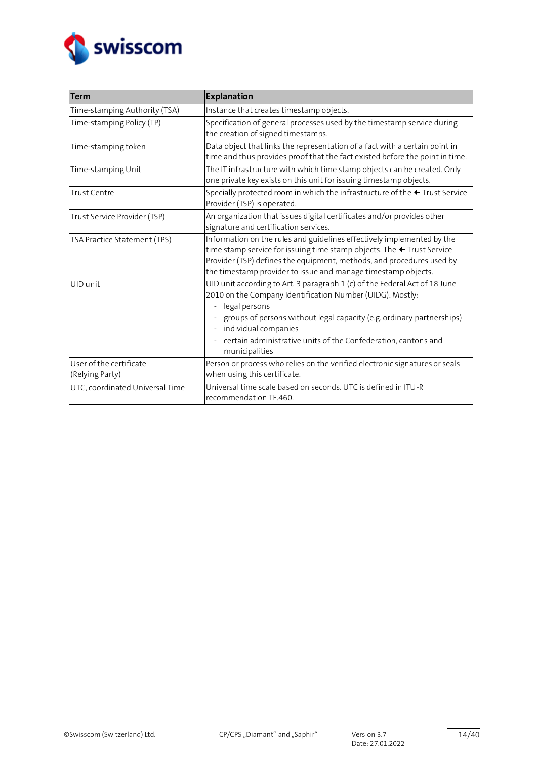| Term | Explanation |
|---|---|
| Time-stamping Authority (TSA) | Instance that creates timestamp objects. |
| Time-stamping Policy (TP) | Specification of general processes used by the timestamp service during the creation of signed timestamps. |
| Time-stamping token | Data object that links the representation of a fact with a certain point in time and thus provides proof that the fact existed before the point in time. |
| Time-stamping Unit | The IT infrastructure with which time stamp objects can be created. Only one private key exists on this unit for issuing timestamp objects. |
| Trust Centre | Specially protected room in which the infrastructure of the ← Trust Service Provider (TSP) is operated. |
| Trust Service Provider (TSP) | An organization that issues digital certificates and/or provides other signature and certification services. |
| TSA Practice Statement (TPS) | Information on the rules and guidelines effectively implemented by the time stamp service for issuing time stamp objects. The ← Trust Service Provider (TSP) defines the equipment, methods, and procedures used by the timestamp provider to issue and manage timestamp objects. |
| UID unit | UID unit according to Art. 3 paragraph 1 (c) of the Federal Act of 18 June 2010 on the Company Identification Number (UIDG). Mostly:<br>- legal persons<br>- groups of persons without legal capacity (e.g. ordinary partnerships)<br>- individual companies<br>- certain administrative units of the Confederation, cantons and municipalities |
| User of the certificate (Relying Party) | Person or process who relies on the verified electronic signatures or seals when using this certificate. |
| UTC, coordinated Universal Time | Universal time scale based on seconds. UTC is defined in ITU-R recommendation TF.460. |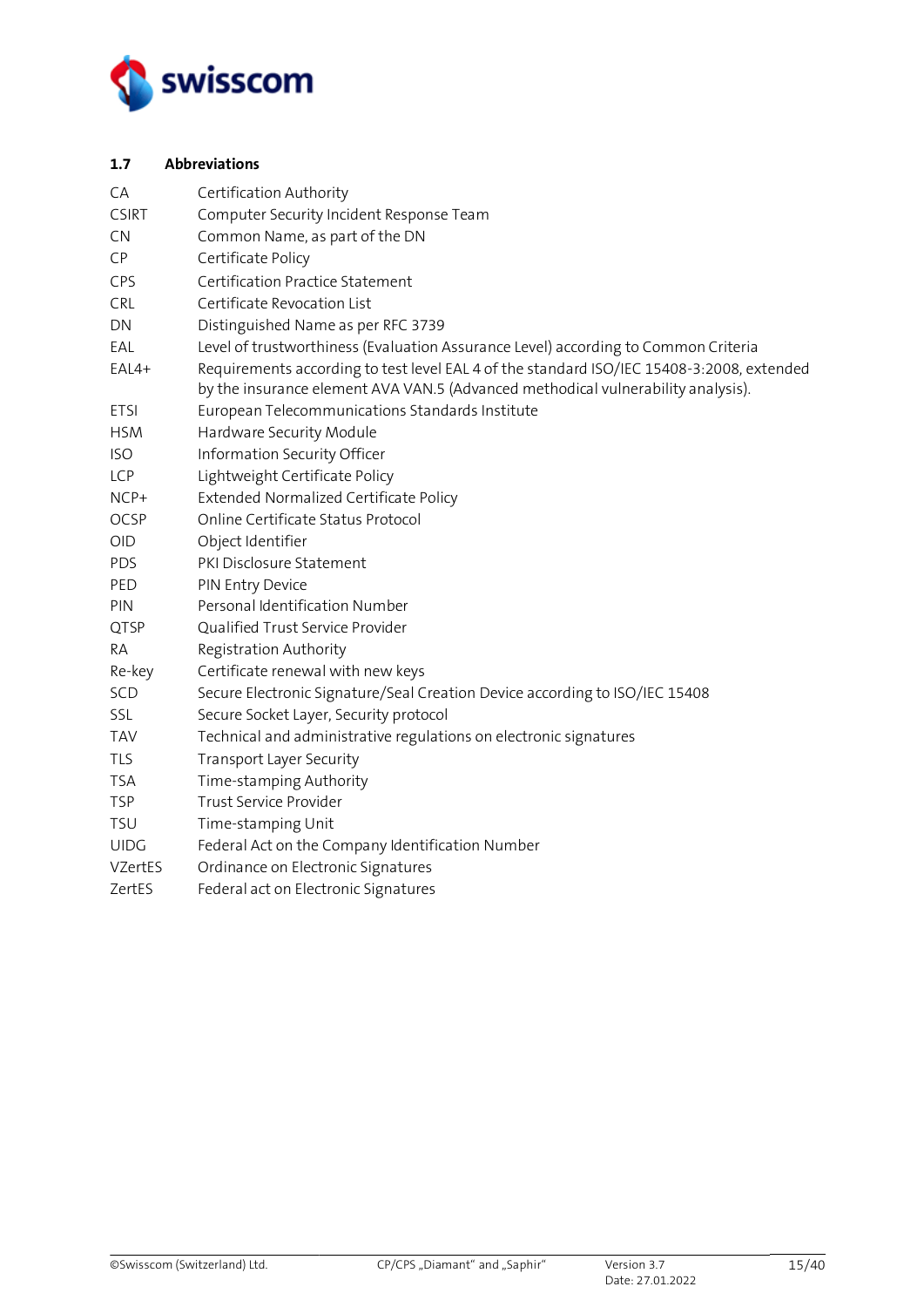### 1.7 Abbreviations

| | |
|---|---|
| CA | Certification Authority |
| CSIRT | Computer Security Incident Response Team |
| CN | Common Name, as part of the DN |
| CP | Certificate Policy |
| CPS | Certification Practice Statement |
| CRL | Certificate Revocation List |
| DN | Distinguished Name as per RFC 3739 |
| EAL | Level of trustworthiness (Evaluation Assurance Level) according to Common Criteria |
| EAL4+ | Requirements according to test level EAL 4 of the standard ISO/IEC 15408-3:2008, extended by the insurance element AVA VAN.5 (Advanced methodical vulnerability analysis). |
| ETSI | European Telecommunications Standards Institute |
| HSM | Hardware Security Module |
| ISO | Information Security Officer |
| LCP | Lightweight Certificate Policy |
| NCP+ | Extended Normalized Certificate Policy |
| OCSP | Online Certificate Status Protocol |
| OID | Object Identifier |
| PDS | PKI Disclosure Statement |
| PED | PIN Entry Device |
| PIN | Personal Identification Number |
| QTSP | Qualified Trust Service Provider |
| RA | Registration Authority |
| Re-key | Certificate renewal with new keys |
| SCD | Secure Electronic Signature/Seal Creation Device according to ISO/IEC 15408 |
| SSL | Secure Socket Layer, Security protocol |
| TAV | Technical and administrative regulations on electronic signatures |
| TLS | Transport Layer Security |
| TSA | Time-stamping Authority |
| TSP | Trust Service Provider |
| TSU | Time-stamping Unit |
| UIDG | Federal Act on the Company Identification Number |
| VZertES | Ordinance on Electronic Signatures |
| ZertES | Federal act on Electronic Signatures |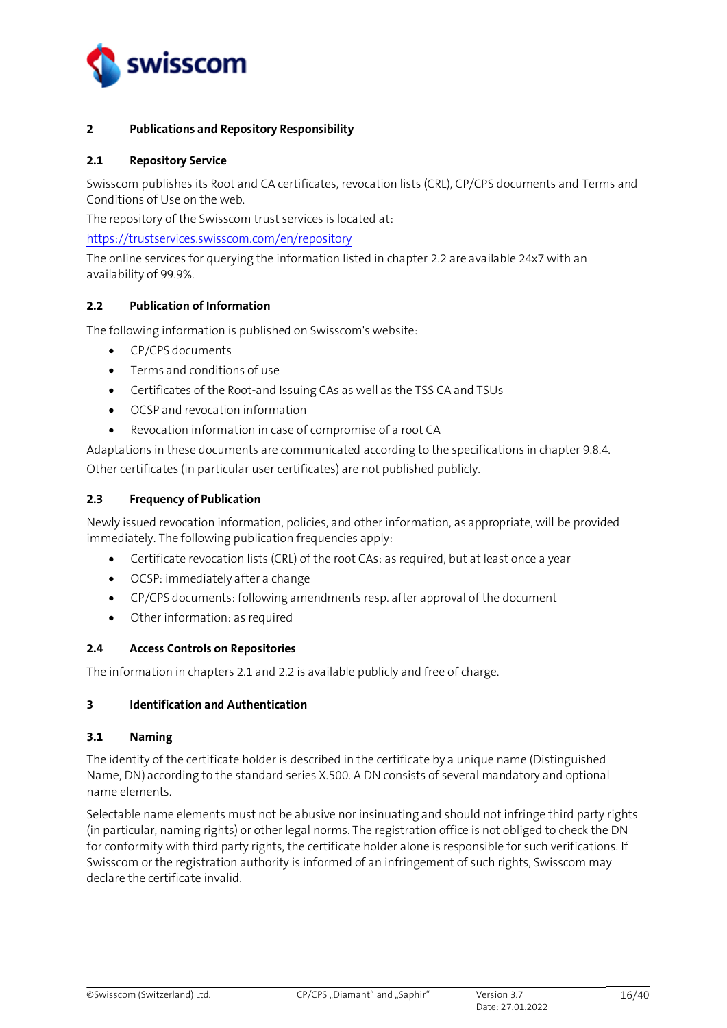## 2 Publications and Repository Responsibility

### 2.1 Repository Service

Swisscom publishes its Root and CA certificates, revocation lists (CRL), CP/CPS documents and Terms and Conditions of Use on the web.

The repository of the Swisscom trust services is located at:

https://trustservices.swisscom.com/en/repository

The online services for querying the information listed in chapter 2.2 are available 24x7 with an availability of 99.9%.

### 2.2 Publication of Information

The following information is published on Swisscom's website:

- CP/CPS documents
- Terms and conditions of use
- Certificates of the Root-and Issuing CAs as well as the TSS CA and TSUs
- OCSP and revocation information
- Revocation information in case of compromise of a root CA

Adaptations in these documents are communicated according to the specifications in chapter 9.8.4.

Other certificates (in particular user certificates) are not published publicly.

### 2.3 Frequency of Publication

Newly issued revocation information, policies, and other information, as appropriate, will be provided immediately. The following publication frequencies apply:

- Certificate revocation lists (CRL) of the root CAs: as required, but at least once a year
- OCSP: immediately after a change
- CP/CPS documents: following amendments resp. after approval of the document
- Other information: as required

### 2.4 Access Controls on Repositories

The information in chapters 2.1 and 2.2 is available publicly and free of charge.

## 3 Identification and Authentication

### 3.1 Naming

The identity of the certificate holder is described in the certificate by a unique name (Distinguished Name, DN) according to the standard series X.500. A DN consists of several mandatory and optional name elements.

Selectable name elements must not be abusive nor insinuating and should not infringe third party rights (in particular, naming rights) or other legal norms. The registration office is not obliged to check the DN for conformity with third party rights, the certificate holder alone is responsible for such verifications. If Swisscom or the registration authority is informed of an infringement of such rights, Swisscom may declare the certificate invalid.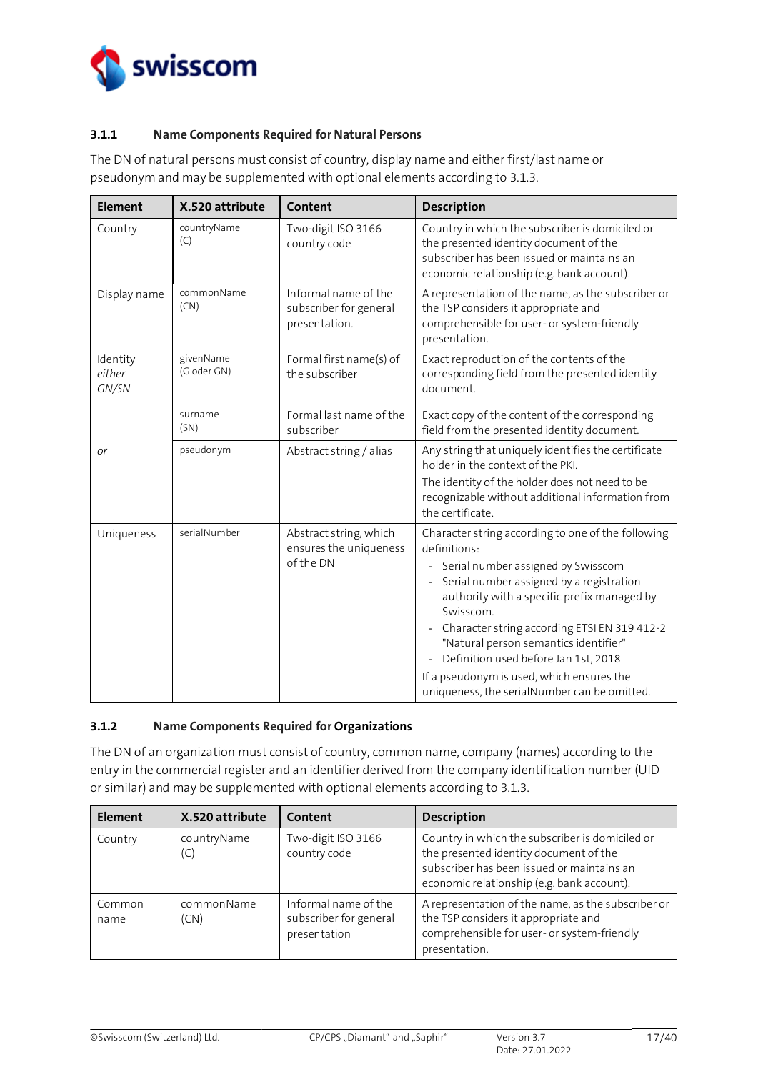### 3.1.1 Name Components Required for Natural Persons

The DN of natural persons must consist of country, display name and either first/last name or pseudonym and may be supplemented with optional elements according to 3.1.3.

| Element | X.520 attribute | Content | Description |
|---|---|---|---|
| Country | countryName (C) | Two-digit ISO 3166 country code | Country in which the subscriber is domiciled or the presented identity document of the subscriber has been issued or maintains an economic relationship (e.g. bank account). |
| Display name | commonName (CN) | Informal name of the subscriber for general presentation. | A representation of the name, as the subscriber or the TSP considers it appropriate and comprehensible for user- or system-friendly presentation. |
| Identity *either GN/SN* | givenName (G oder GN) | Formal first name(s) of the subscriber | Exact reproduction of the contents of the corresponding field from the presented identity document. |
| | surname (SN) | Formal last name of the subscriber | Exact copy of the content of the corresponding field from the presented identity document. |
| *or* | pseudonym | Abstract string / alias | Any string that uniquely identifies the certificate holder in the context of the PKI.<br>The identity of the holder does not need to be recognizable without additional information from the certificate. |
| Uniqueness | serialNumber | Abstract string, which ensures the uniqueness of the DN | Character string according to one of the following definitions:<br>- Serial number assigned by Swisscom<br>- Serial number assigned by a registration authority with a specific prefix managed by Swisscom.<br>- Character string according ETSI EN 319 412-2 "Natural person semantics identifier"<br>- Definition used before Jan 1st, 2018<br>If a pseudonym is used, which ensures the uniqueness, the serialNumber can be omitted. |

### 3.1.2 Name Components Required for Organizations

The DN of an organization must consist of country, common name, company (names) according to the entry in the commercial register and an identifier derived from the company identification number (UID or similar) and may be supplemented with optional elements according to 3.1.3.

| Element | X.520 attribute | Content | Description |
|---|---|---|---|
| Country | countryName (C) | Two-digit ISO 3166 country code | Country in which the subscriber is domiciled or the presented identity document of the subscriber has been issued or maintains an economic relationship (e.g. bank account). |
| Common name | commonName (CN) | Informal name of the subscriber for general presentation | A representation of the name, as the subscriber or the TSP considers it appropriate and comprehensible for user- or system-friendly presentation. |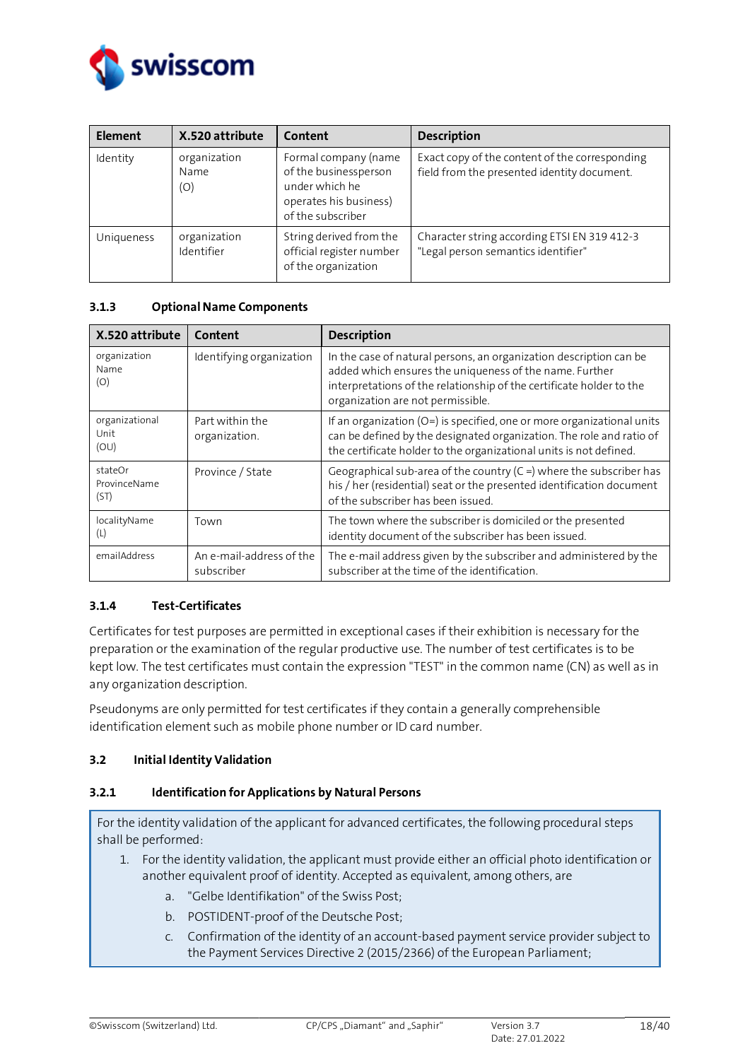| Element | X.520 attribute | Content | Description |
|---|---|---|---|
| Identity | organization Name (O) | Formal company (name of the businessperson under which he operates his business) of the subscriber | Exact copy of the content of the corresponding field from the presented identity document. |
| Uniqueness | organization Identifier | String derived from the official register number of the organization | Character string according ETSI EN 319 412-3 "Legal person semantics identifier" |

#### 3.1.3 Optional Name Components

| X.520 attribute | Content | Description |
|---|---|---|
| organization Name (O) | Identifying organization | In the case of natural persons, an organization description can be added which ensures the uniqueness of the name. Further interpretations of the relationship of the certificate holder to the organization are not permissible. |
| organizational Unit (OU) | Part within the organization. | If an organization (O=) is specified, one or more organizational units can be defined by the designated organization. The role and ratio of the certificate holder to the organizational units is not defined. |
| stateOr ProvinceName (ST) | Province / State | Geographical sub-area of the country (C =) where the subscriber has his / her (residential) seat or the presented identification document of the subscriber has been issued. |
| localityName (L) | Town | The town where the subscriber is domiciled or the presented identity document of the subscriber has been issued. |
| emailAddress | An e-mail-address of the subscriber | The e-mail address given by the subscriber and administered by the subscriber at the time of the identification. |

#### 3.1.4 Test-Certificates

Certificates for test purposes are permitted in exceptional cases if their exhibition is necessary for the preparation or the examination of the regular productive use. The number of test certificates is to be kept low. The test certificates must contain the expression "TEST" in the common name (CN) as well as in any organization description.

Pseudonyms are only permitted for test certificates if they contain a generally comprehensible identification element such as mobile phone number or ID card number.

### 3.2 Initial Identity Validation

#### 3.2.1 Identification for Applications by Natural Persons

For the identity validation of the applicant for advanced certificates, the following procedural steps shall be performed:

1. For the identity validation, the applicant must provide either an official photo identification or another equivalent proof of identity. Accepted as equivalent, among others, are
   a. "Gelbe Identifikation" of the Swiss Post;
   b. POSTIDENT-proof of the Deutsche Post;
   c. Confirmation of the identity of an account-based payment service provider subject to the Payment Services Directive 2 (2015/2366) of the European Parliament;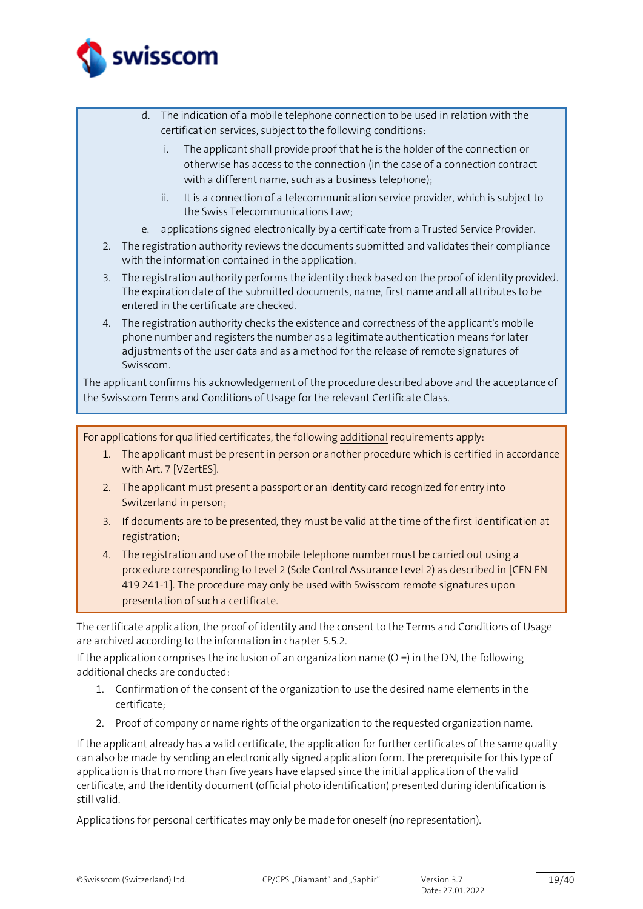d. The indication of a mobile telephone connection to be used in relation with the certification services, subject to the following conditions:

      i. The applicant shall provide proof that he is the holder of the connection or otherwise has access to the connection (in the case of a connection contract with a different name, such as a business telephone);

      ii. It is a connection of a telecommunication service provider, which is subject to the Swiss Telecommunications Law;

   e. applications signed electronically by a certificate from a Trusted Service Provider.

2. The registration authority reviews the documents submitted and validates their compliance with the information contained in the application.
3. The registration authority performs the identity check based on the proof of identity provided. The expiration date of the submitted documents, name, first name and all attributes to be entered in the certificate are checked.
4. The registration authority checks the existence and correctness of the applicant's mobile phone number and registers the number as a legitimate authentication means for later adjustments of the user data and as a method for the release of remote signatures of Swisscom.

The applicant confirms his acknowledgement of the procedure described above and the acceptance of the Swisscom Terms and Conditions of Usage for the relevant Certificate Class.

For applications for qualified certificates, the following additional requirements apply:

1. The applicant must be present in person or another procedure which is certified in accordance with Art. 7 [VZertES].
2. The applicant must present a passport or an identity card recognized for entry into Switzerland in person;
3. If documents are to be presented, they must be valid at the time of the first identification at registration;
4. The registration and use of the mobile telephone number must be carried out using a procedure corresponding to Level 2 (Sole Control Assurance Level 2) as described in [CEN EN 419 241-1]. The procedure may only be used with Swisscom remote signatures upon presentation of such a certificate.

The certificate application, the proof of identity and the consent to the Terms and Conditions of Usage are archived according to the information in chapter 5.5.2.

If the application comprises the inclusion of an organization name (O =) in the DN, the following additional checks are conducted:

1. Confirmation of the consent of the organization to use the desired name elements in the certificate;
2. Proof of company or name rights of the organization to the requested organization name.

If the applicant already has a valid certificate, the application for further certificates of the same quality can also be made by sending an electronically signed application form. The prerequisite for this type of application is that no more than five years have elapsed since the initial application of the valid certificate, and the identity document (official photo identification) presented during identification is still valid.

Applications for personal certificates may only be made for oneself (no representation).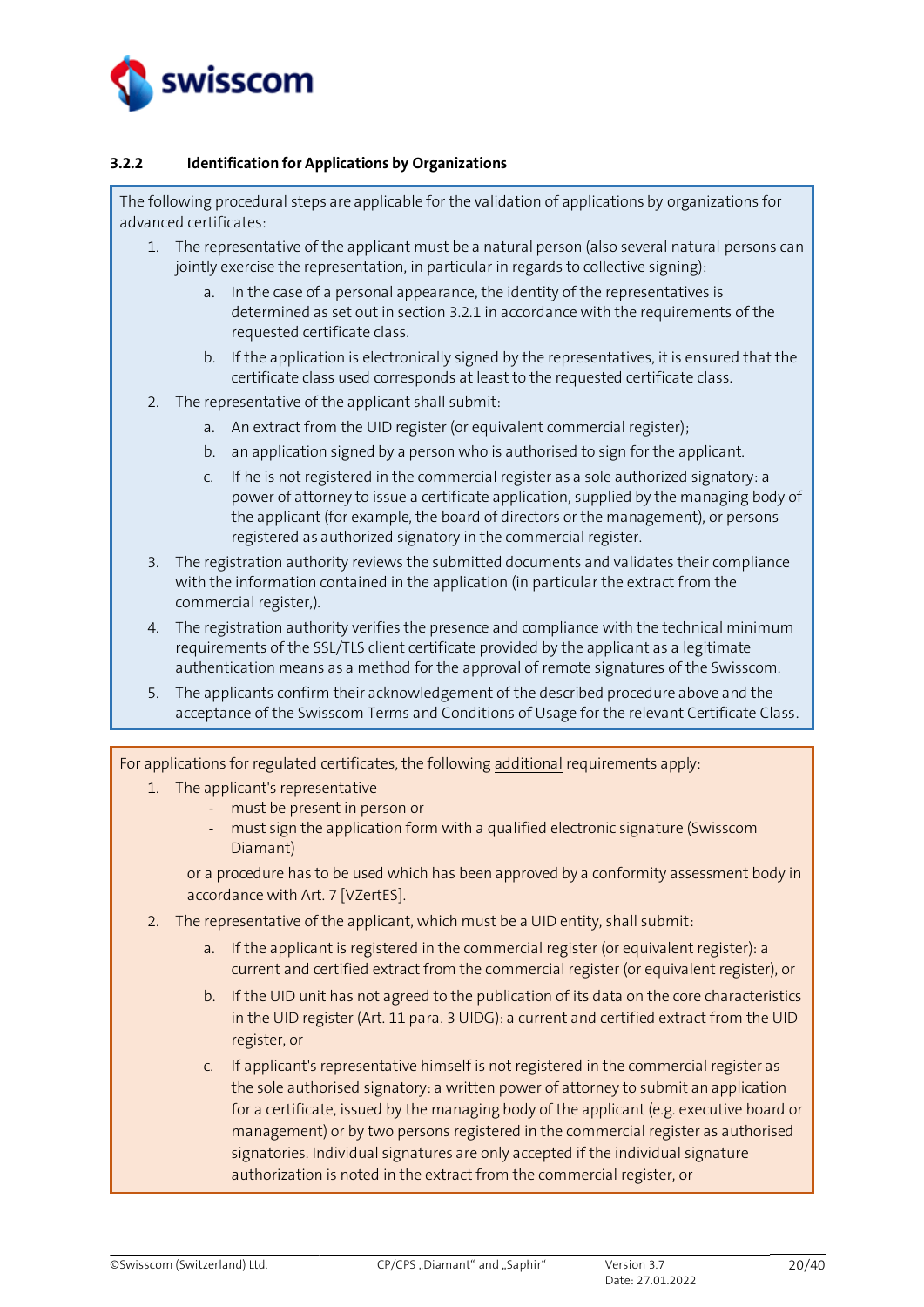### 3.2.2 Identification for Applications by Organizations

The following procedural steps are applicable for the validation of applications by organizations for advanced certificates:

1. The representative of the applicant must be a natural person (also several natural persons can jointly exercise the representation, in particular in regards to collective signing):
   a. In the case of a personal appearance, the identity of the representatives is determined as set out in section 3.2.1 in accordance with the requirements of the requested certificate class.
   b. If the application is electronically signed by the representatives, it is ensured that the certificate class used corresponds at least to the requested certificate class.
2. The representative of the applicant shall submit:
   a. An extract from the UID register (or equivalent commercial register);
   b. an application signed by a person who is authorised to sign for the applicant.
   c. If he is not registered in the commercial register as a sole authorized signatory: a power of attorney to issue a certificate application, supplied by the managing body of the applicant (for example, the board of directors or the management), or persons registered as authorized signatory in the commercial register.
3. The registration authority reviews the submitted documents and validates their compliance with the information contained in the application (in particular the extract from the commercial register,).
4. The registration authority verifies the presence and compliance with the technical minimum requirements of the SSL/TLS client certificate provided by the applicant as a legitimate authentication means as a method for the approval of remote signatures of the Swisscom.
5. The applicants confirm their acknowledgement of the described procedure above and the acceptance of the Swisscom Terms and Conditions of Usage for the relevant Certificate Class.

For applications for regulated certificates, the following additional requirements apply:

1. The applicant's representative
   - must be present in person or
   - must sign the application form with a qualified electronic signature (Swisscom Diamant)

   or a procedure has to be used which has been approved by a conformity assessment body in accordance with Art. 7 [VZertES].
2. The representative of the applicant, which must be a UID entity, shall submit:
   a. If the applicant is registered in the commercial register (or equivalent register): a current and certified extract from the commercial register (or equivalent register), or
   b. If the UID unit has not agreed to the publication of its data on the core characteristics in the UID register (Art. 11 para. 3 UIDG): a current and certified extract from the UID register, or
   c. If applicant's representative himself is not registered in the commercial register as the sole authorised signatory: a written power of attorney to submit an application for a certificate, issued by the managing body of the applicant (e.g. executive board or management) or by two persons registered in the commercial register as authorised signatories. Individual signatures are only accepted if the individual signature authorization is noted in the extract from the commercial register, or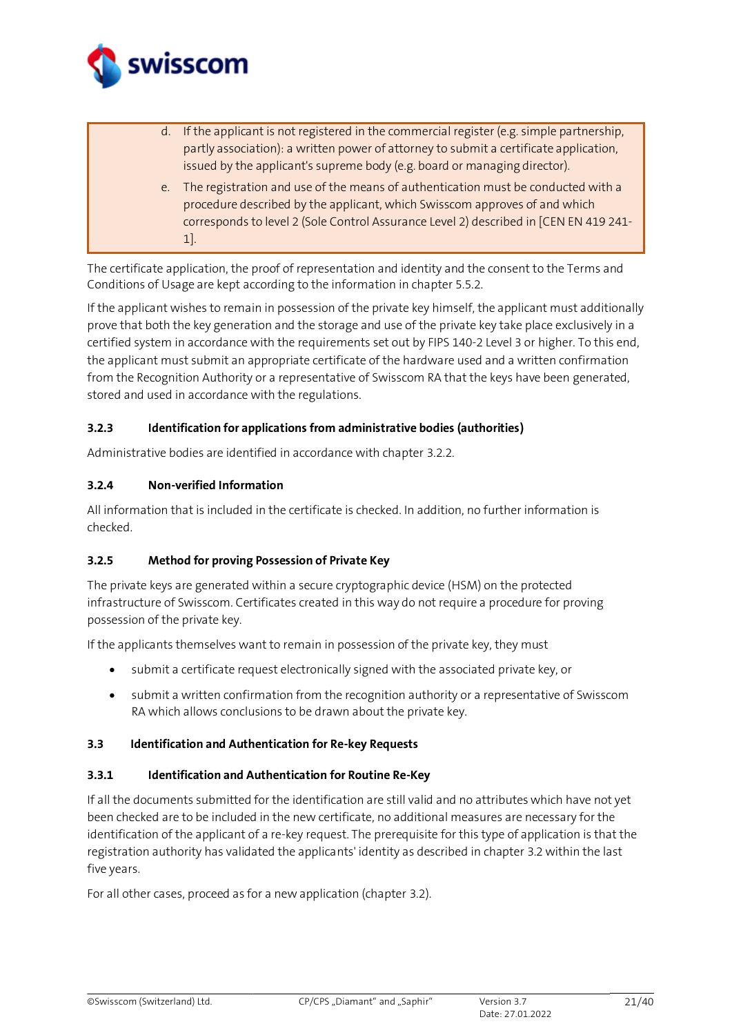d. If the applicant is not registered in the commercial register (e.g. simple partnership, partly association): a written power of attorney to submit a certificate application, issued by the applicant's supreme body (e.g. board or managing director).

e. The registration and use of the means of authentication must be conducted with a procedure described by the applicant, which Swisscom approves of and which corresponds to level 2 (Sole Control Assurance Level 2) described in [CEN EN 419 241-1].

The certificate application, the proof of representation and identity and the consent to the Terms and Conditions of Usage are kept according to the information in chapter 5.5.2.

If the applicant wishes to remain in possession of the private key himself, the applicant must additionally prove that both the key generation and the storage and use of the private key take place exclusively in a certified system in accordance with the requirements set out by FIPS 140-2 Level 3 or higher. To this end, the applicant must submit an appropriate certificate of the hardware used and a written confirmation from the Recognition Authority or a representative of Swisscom RA that the keys have been generated, stored and used in accordance with the regulations.

#### 3.2.3 Identification for applications from administrative bodies (authorities)

Administrative bodies are identified in accordance with chapter 3.2.2.

#### 3.2.4 Non-verified Information

All information that is included in the certificate is checked. In addition, no further information is checked.

#### 3.2.5 Method for proving Possession of Private Key

The private keys are generated within a secure cryptographic device (HSM) on the protected infrastructure of Swisscom. Certificates created in this way do not require a procedure for proving possession of the private key.

If the applicants themselves want to remain in possession of the private key, they must

- submit a certificate request electronically signed with the associated private key, or
- submit a written confirmation from the recognition authority or a representative of Swisscom RA which allows conclusions to be drawn about the private key.

### 3.3 Identification and Authentication for Re-key Requests

#### 3.3.1 Identification and Authentication for Routine Re-Key

If all the documents submitted for the identification are still valid and no attributes which have not yet been checked are to be included in the new certificate, no additional measures are necessary for the identification of the applicant of a re-key request. The prerequisite for this type of application is that the registration authority has validated the applicants' identity as described in chapter 3.2 within the last five years.

For all other cases, proceed as for a new application (chapter 3.2).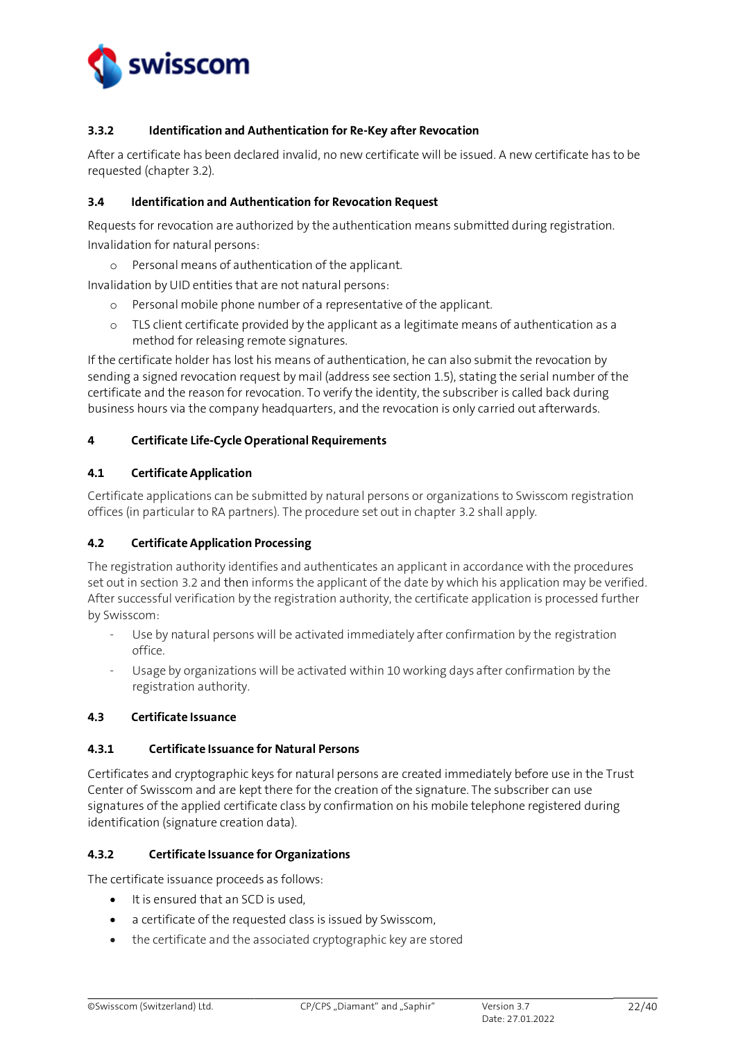### 3.3.2 Identification and Authentication for Re-Key after Revocation

After a certificate has been declared invalid, no new certificate will be issued. A new certificate has to be requested (chapter 3.2).

### 3.4 Identification and Authentication for Revocation Request

Requests for revocation are authorized by the authentication means submitted during registration.

Invalidation for natural persons:

- Personal means of authentication of the applicant.

Invalidation by UID entities that are not natural persons:

- Personal mobile phone number of a representative of the applicant.
- TLS client certificate provided by the applicant as a legitimate means of authentication as a method for releasing remote signatures.

If the certificate holder has lost his means of authentication, he can also submit the revocation by sending a signed revocation request by mail (address see section 1.5), stating the serial number of the certificate and the reason for revocation. To verify the identity, the subscriber is called back during business hours via the company headquarters, and the revocation is only carried out afterwards.

## 4 Certificate Life-Cycle Operational Requirements

### 4.1 Certificate Application

Certificate applications can be submitted by natural persons or organizations to Swisscom registration offices (in particular to RA partners). The procedure set out in chapter 3.2 shall apply.

### 4.2 Certificate Application Processing

The registration authority identifies and authenticates an applicant in accordance with the procedures set out in section 3.2 and then informs the applicant of the date by which his application may be verified. After successful verification by the registration authority, the certificate application is processed further by Swisscom:

- Use by natural persons will be activated immediately after confirmation by the registration office.
- Usage by organizations will be activated within 10 working days after confirmation by the registration authority.

### 4.3 Certificate Issuance

#### 4.3.1 Certificate Issuance for Natural Persons

Certificates and cryptographic keys for natural persons are created immediately before use in the Trust Center of Swisscom and are kept there for the creation of the signature. The subscriber can use signatures of the applied certificate class by confirmation on his mobile telephone registered during identification (signature creation data).

#### 4.3.2 Certificate Issuance for Organizations

The certificate issuance proceeds as follows:

- It is ensured that an SCD is used,
- a certificate of the requested class is issued by Swisscom,
- the certificate and the associated cryptographic key are stored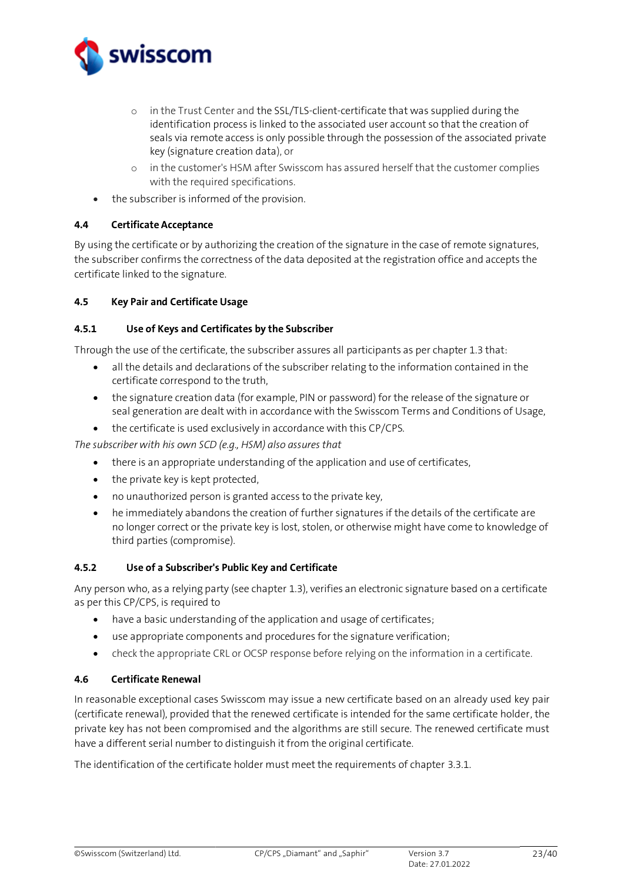- in the Trust Center and the SSL/TLS-client-certificate that was supplied during the identification process is linked to the associated user account so that the creation of seals via remote access is only possible through the possession of the associated private key (signature creation data), or
    - in the customer's HSM after Swisscom has assured herself that the customer complies with the required specifications.
- the subscriber is informed of the provision.

### 4.4 Certificate Acceptance

By using the certificate or by authorizing the creation of the signature in the case of remote signatures, the subscriber confirms the correctness of the data deposited at the registration office and accepts the certificate linked to the signature.

### 4.5 Key Pair and Certificate Usage

#### 4.5.1 Use of Keys and Certificates by the Subscriber

Through the use of the certificate, the subscriber assures all participants as per chapter 1.3 that:

- all the details and declarations of the subscriber relating to the information contained in the certificate correspond to the truth,
- the signature creation data (for example, PIN or password) for the release of the signature or seal generation are dealt with in accordance with the Swisscom Terms and Conditions of Usage,
- the certificate is used exclusively in accordance with this CP/CPS.

*The subscriber with his own SCD (e.g., HSM) also assures that*

- there is an appropriate understanding of the application and use of certificates,
- the private key is kept protected,
- no unauthorized person is granted access to the private key,
- he immediately abandons the creation of further signatures if the details of the certificate are no longer correct or the private key is lost, stolen, or otherwise might have come to knowledge of third parties (compromise).

#### 4.5.2 Use of a Subscriber's Public Key and Certificate

Any person who, as a relying party (see chapter 1.3), verifies an electronic signature based on a certificate as per this CP/CPS, is required to

- have a basic understanding of the application and usage of certificates;
- use appropriate components and procedures for the signature verification;
- check the appropriate CRL or OCSP response before relying on the information in a certificate.

### 4.6 Certificate Renewal

In reasonable exceptional cases Swisscom may issue a new certificate based on an already used key pair (certificate renewal), provided that the renewed certificate is intended for the same certificate holder, the private key has not been compromised and the algorithms are still secure. The renewed certificate must have a different serial number to distinguish it from the original certificate.

The identification of the certificate holder must meet the requirements of chapter 3.3.1.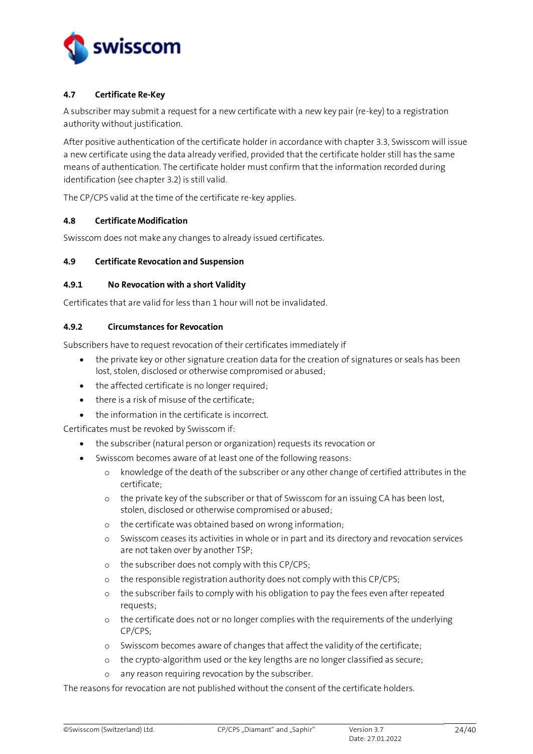### 4.7 Certificate Re-Key

A subscriber may submit a request for a new certificate with a new key pair (re-key) to a registration authority without justification.

After positive authentication of the certificate holder in accordance with chapter 3.3, Swisscom will issue a new certificate using the data already verified, provided that the certificate holder still has the same means of authentication. The certificate holder must confirm that the information recorded during identification (see chapter 3.2) is still valid.

The CP/CPS valid at the time of the certificate re-key applies.

### 4.8 Certificate Modification

Swisscom does not make any changes to already issued certificates.

### 4.9 Certificate Revocation and Suspension

#### 4.9.1 No Revocation with a short Validity

Certificates that are valid for less than 1 hour will not be invalidated.

#### 4.9.2 Circumstances for Revocation

Subscribers have to request revocation of their certificates immediately if

- the private key or other signature creation data for the creation of signatures or seals has been lost, stolen, disclosed or otherwise compromised or abused;
- the affected certificate is no longer required;
- there is a risk of misuse of the certificate;
- the information in the certificate is incorrect.

Certificates must be revoked by Swisscom if:

- the subscriber (natural person or organization) requests its revocation or
- Swisscom becomes aware of at least one of the following reasons:
  - knowledge of the death of the subscriber or any other change of certified attributes in the certificate;
  - the private key of the subscriber or that of Swisscom for an issuing CA has been lost, stolen, disclosed or otherwise compromised or abused;
  - the certificate was obtained based on wrong information;
  - Swisscom ceases its activities in whole or in part and its directory and revocation services are not taken over by another TSP;
  - the subscriber does not comply with this CP/CPS;
  - the responsible registration authority does not comply with this CP/CPS;
  - the subscriber fails to comply with his obligation to pay the fees even after repeated requests;
  - the certificate does not or no longer complies with the requirements of the underlying CP/CPS;
  - Swisscom becomes aware of changes that affect the validity of the certificate;
  - the crypto-algorithm used or the key lengths are no longer classified as secure;
  - any reason requiring revocation by the subscriber.

The reasons for revocation are not published without the consent of the certificate holders.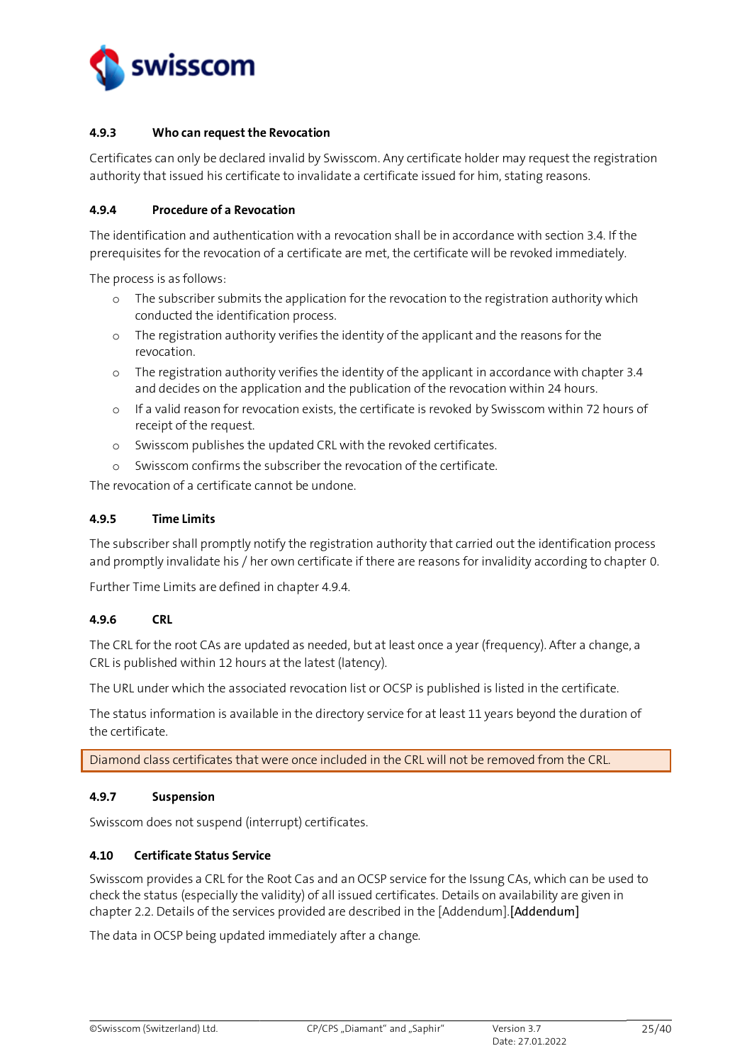#### 4.9.3 Who can request the Revocation

Certificates can only be declared invalid by Swisscom. Any certificate holder may request the registration authority that issued his certificate to invalidate a certificate issued for him, stating reasons.

#### 4.9.4 Procedure of a Revocation

The identification and authentication with a revocation shall be in accordance with section 3.4. If the prerequisites for the revocation of a certificate are met, the certificate will be revoked immediately.

The process is as follows:

- The subscriber submits the application for the revocation to the registration authority which conducted the identification process.
- The registration authority verifies the identity of the applicant and the reasons for the revocation.
- The registration authority verifies the identity of the applicant in accordance with chapter 3.4 and decides on the application and the publication of the revocation within 24 hours.
- If a valid reason for revocation exists, the certificate is revoked by Swisscom within 72 hours of receipt of the request.
- Swisscom publishes the updated CRL with the revoked certificates.
- Swisscom confirms the subscriber the revocation of the certificate.

The revocation of a certificate cannot be undone.

#### 4.9.5 Time Limits

The subscriber shall promptly notify the registration authority that carried out the identification process and promptly invalidate his / her own certificate if there are reasons for invalidity according to chapter 0.

Further Time Limits are defined in chapter 4.9.4.

#### 4.9.6 CRL

The CRL for the root CAs are updated as needed, but at least once a year (frequency). After a change, a CRL is published within 12 hours at the latest (latency).

The URL under which the associated revocation list or OCSP is published is listed in the certificate.

The status information is available in the directory service for at least 11 years beyond the duration of the certificate.

Diamond class certificates that were once included in the CRL will not be removed from the CRL.

#### 4.9.7 Suspension

Swisscom does not suspend (interrupt) certificates.

### 4.10 Certificate Status Service

Swisscom provides a CRL for the Root Cas and an OCSP service for the Issung CAs, which can be used to check the status (especially the validity) of all issued certificates. Details on availability are given in chapter 2.2. Details of the services provided are described in the [Addendum].**[Addendum]**

The data in OCSP being updated immediately after a change.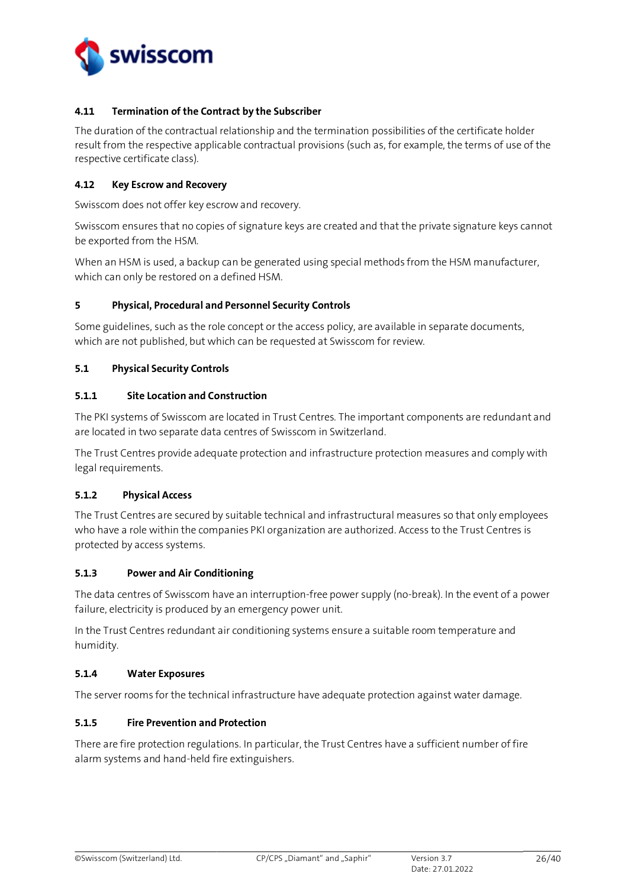### 4.11 Termination of the Contract by the Subscriber

The duration of the contractual relationship and the termination possibilities of the certificate holder result from the respective applicable contractual provisions (such as, for example, the terms of use of the respective certificate class).

### 4.12 Key Escrow and Recovery

Swisscom does not offer key escrow and recovery.

Swisscom ensures that no copies of signature keys are created and that the private signature keys cannot be exported from the HSM.

When an HSM is used, a backup can be generated using special methods from the HSM manufacturer, which can only be restored on a defined HSM.

## 5 Physical, Procedural and Personnel Security Controls

Some guidelines, such as the role concept or the access policy, are available in separate documents, which are not published, but which can be requested at Swisscom for review.

### 5.1 Physical Security Controls

#### 5.1.1 Site Location and Construction

The PKI systems of Swisscom are located in Trust Centres. The important components are redundant and are located in two separate data centres of Swisscom in Switzerland.

The Trust Centres provide adequate protection and infrastructure protection measures and comply with legal requirements.

#### 5.1.2 Physical Access

The Trust Centres are secured by suitable technical and infrastructural measures so that only employees who have a role within the companies PKI organization are authorized. Access to the Trust Centres is protected by access systems.

#### 5.1.3 Power and Air Conditioning

The data centres of Swisscom have an interruption-free power supply (no-break). In the event of a power failure, electricity is produced by an emergency power unit.

In the Trust Centres redundant air conditioning systems ensure a suitable room temperature and humidity.

#### 5.1.4 Water Exposures

The server rooms for the technical infrastructure have adequate protection against water damage.

#### 5.1.5 Fire Prevention and Protection

There are fire protection regulations. In particular, the Trust Centres have a sufficient number of fire alarm systems and hand-held fire extinguishers.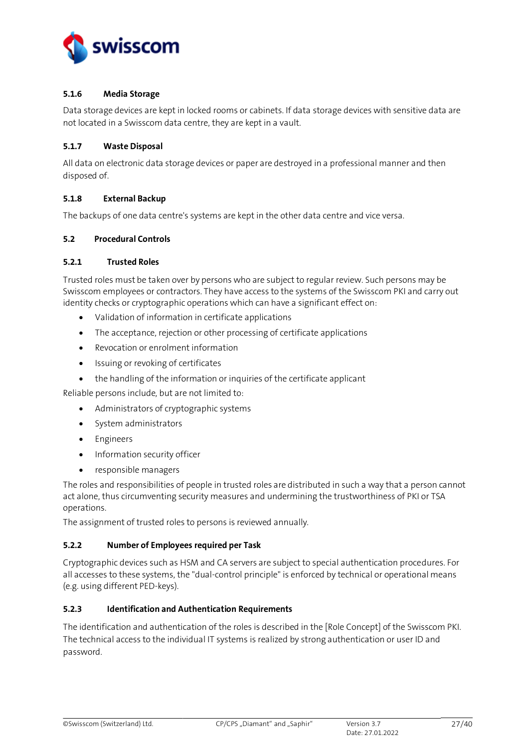#### 5.1.6 Media Storage

Data storage devices are kept in locked rooms or cabinets. If data storage devices with sensitive data are not located in a Swisscom data centre, they are kept in a vault.

#### 5.1.7 Waste Disposal

All data on electronic data storage devices or paper are destroyed in a professional manner and then disposed of.

#### 5.1.8 External Backup

The backups of one data centre's systems are kept in the other data centre and vice versa.

### 5.2 Procedural Controls

#### 5.2.1 Trusted Roles

Trusted roles must be taken over by persons who are subject to regular review. Such persons may be Swisscom employees or contractors. They have access to the systems of the Swisscom PKI and carry out identity checks or cryptographic operations which can have a significant effect on:

- Validation of information in certificate applications
- The acceptance, rejection or other processing of certificate applications
- Revocation or enrolment information
- Issuing or revoking of certificates
- the handling of the information or inquiries of the certificate applicant

Reliable persons include, but are not limited to:

- Administrators of cryptographic systems
- System administrators
- Engineers
- Information security officer
- responsible managers

The roles and responsibilities of people in trusted roles are distributed in such a way that a person cannot act alone, thus circumventing security measures and undermining the trustworthiness of PKI or TSA operations.

The assignment of trusted roles to persons is reviewed annually.

#### 5.2.2 Number of Employees required per Task

Cryptographic devices such as HSM and CA servers are subject to special authentication procedures. For all accesses to these systems, the "dual-control principle" is enforced by technical or operational means (e.g. using different PED-keys).

#### 5.2.3 Identification and Authentication Requirements

The identification and authentication of the roles is described in the [Role Concept] of the Swisscom PKI. The technical access to the individual IT systems is realized by strong authentication or user ID and password.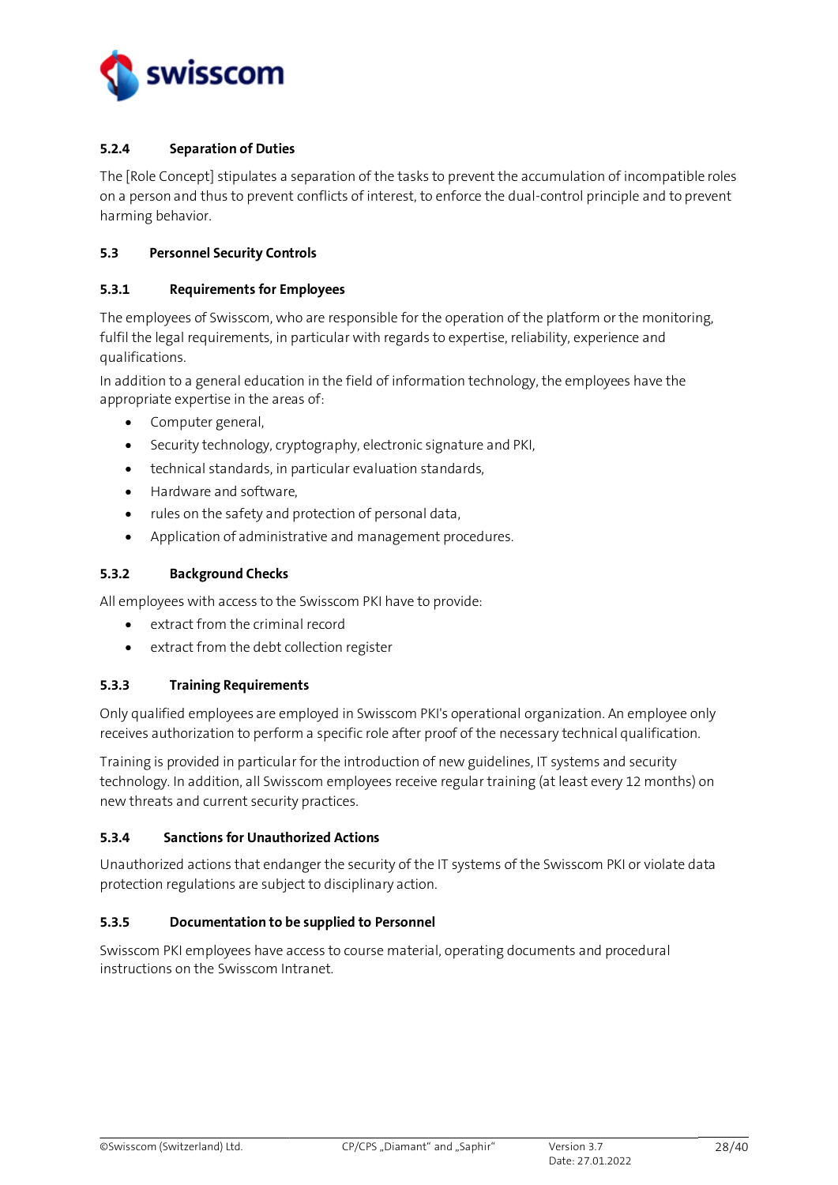### 5.2.4 Separation of Duties

The [Role Concept] stipulates a separation of the tasks to prevent the accumulation of incompatible roles on a person and thus to prevent conflicts of interest, to enforce the dual-control principle and to prevent harming behavior.

## 5.3 Personnel Security Controls

### 5.3.1 Requirements for Employees

The employees of Swisscom, who are responsible for the operation of the platform or the monitoring, fulfil the legal requirements, in particular with regards to expertise, reliability, experience and qualifications.

In addition to a general education in the field of information technology, the employees have the appropriate expertise in the areas of:

- Computer general,
- Security technology, cryptography, electronic signature and PKI,
- technical standards, in particular evaluation standards,
- Hardware and software,
- rules on the safety and protection of personal data,
- Application of administrative and management procedures.

### 5.3.2 Background Checks

All employees with access to the Swisscom PKI have to provide:

- extract from the criminal record
- extract from the debt collection register

### 5.3.3 Training Requirements

Only qualified employees are employed in Swisscom PKI's operational organization. An employee only receives authorization to perform a specific role after proof of the necessary technical qualification.

Training is provided in particular for the introduction of new guidelines, IT systems and security technology. In addition, all Swisscom employees receive regular training (at least every 12 months) on new threats and current security practices.

### 5.3.4 Sanctions for Unauthorized Actions

Unauthorized actions that endanger the security of the IT systems of the Swisscom PKI or violate data protection regulations are subject to disciplinary action.

### 5.3.5 Documentation to be supplied to Personnel

Swisscom PKI employees have access to course material, operating documents and procedural instructions on the Swisscom Intranet.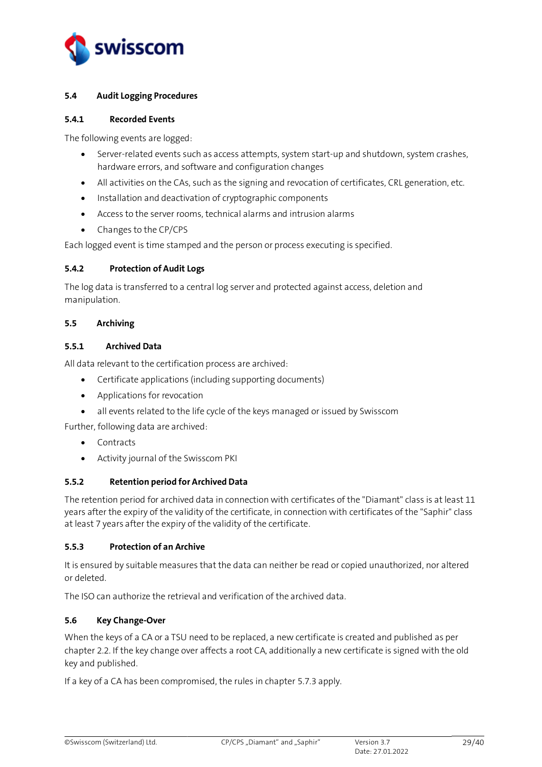## 5.4 Audit Logging Procedures

### 5.4.1 Recorded Events

The following events are logged:

- Server-related events such as access attempts, system start-up and shutdown, system crashes, hardware errors, and software and configuration changes
- All activities on the CAs, such as the signing and revocation of certificates, CRL generation, etc.
- Installation and deactivation of cryptographic components
- Access to the server rooms, technical alarms and intrusion alarms
- Changes to the CP/CPS

Each logged event is time stamped and the person or process executing is specified.

### 5.4.2 Protection of Audit Logs

The log data is transferred to a central log server and protected against access, deletion and manipulation.

## 5.5 Archiving

### 5.5.1 Archived Data

All data relevant to the certification process are archived:

- Certificate applications (including supporting documents)
- Applications for revocation
- all events related to the life cycle of the keys managed or issued by Swisscom

Further, following data are archived:

- Contracts
- Activity journal of the Swisscom PKI

### 5.5.2 Retention period for Archived Data

The retention period for archived data in connection with certificates of the "Diamant" class is at least 11 years after the expiry of the validity of the certificate, in connection with certificates of the "Saphir" class at least 7 years after the expiry of the validity of the certificate.

### 5.5.3 Protection of an Archive

It is ensured by suitable measures that the data can neither be read or copied unauthorized, nor altered or deleted.

The ISO can authorize the retrieval and verification of the archived data.

## 5.6 Key Change-Over

When the keys of a CA or a TSU need to be replaced, a new certificate is created and published as per chapter 2.2. If the key change over affects a root CA, additionally a new certificate is signed with the old key and published.

If a key of a CA has been compromised, the rules in chapter 5.7.3 apply.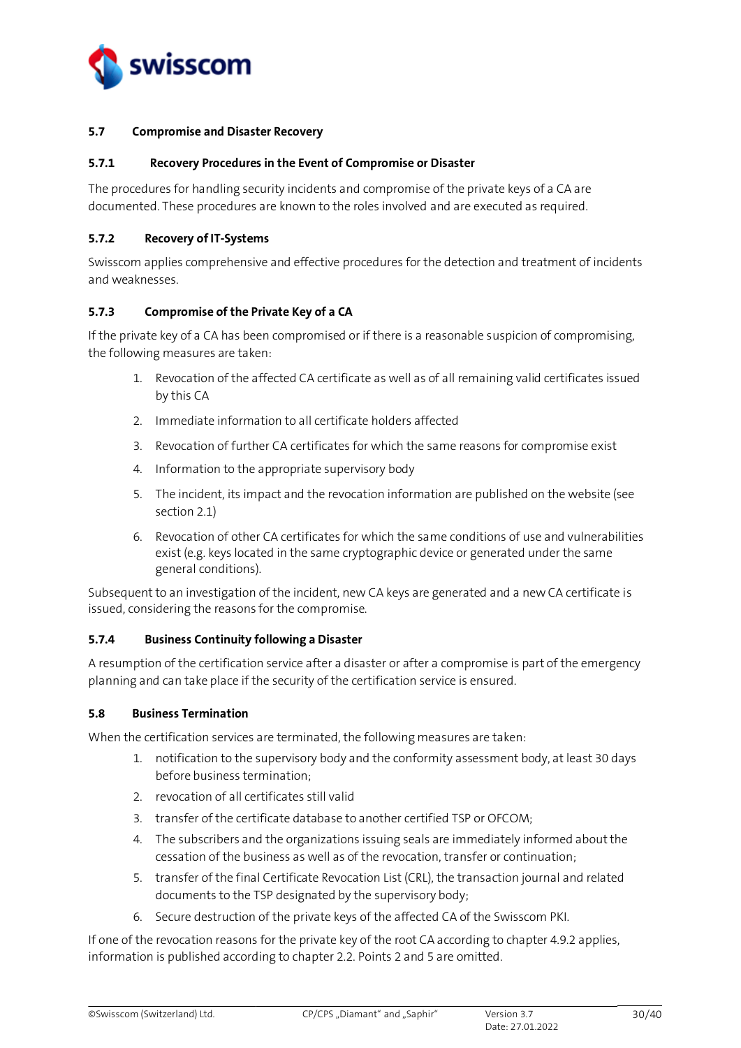### 5.7 Compromise and Disaster Recovery

#### 5.7.1 Recovery Procedures in the Event of Compromise or Disaster

The procedures for handling security incidents and compromise of the private keys of a CA are documented. These procedures are known to the roles involved and are executed as required.

#### 5.7.2 Recovery of IT-Systems

Swisscom applies comprehensive and effective procedures for the detection and treatment of incidents and weaknesses.

#### 5.7.3 Compromise of the Private Key of a CA

If the private key of a CA has been compromised or if there is a reasonable suspicion of compromising, the following measures are taken:

1. Revocation of the affected CA certificate as well as of all remaining valid certificates issued by this CA
2. Immediate information to all certificate holders affected
3. Revocation of further CA certificates for which the same reasons for compromise exist
4. Information to the appropriate supervisory body
5. The incident, its impact and the revocation information are published on the website (see section 2.1)
6. Revocation of other CA certificates for which the same conditions of use and vulnerabilities exist (e.g. keys located in the same cryptographic device or generated under the same general conditions).

Subsequent to an investigation of the incident, new CA keys are generated and a new CA certificate is issued, considering the reasons for the compromise.

#### 5.7.4 Business Continuity following a Disaster

A resumption of the certification service after a disaster or after a compromise is part of the emergency planning and can take place if the security of the certification service is ensured.

### 5.8 Business Termination

When the certification services are terminated, the following measures are taken:

1. notification to the supervisory body and the conformity assessment body, at least 30 days before business termination;
2. revocation of all certificates still valid
3. transfer of the certificate database to another certified TSP or OFCOM;
4. The subscribers and the organizations issuing seals are immediately informed about the cessation of the business as well as of the revocation, transfer or continuation;
5. transfer of the final Certificate Revocation List (CRL), the transaction journal and related documents to the TSP designated by the supervisory body;
6. Secure destruction of the private keys of the affected CA of the Swisscom PKI.

If one of the revocation reasons for the private key of the root CA according to chapter 4.9.2 applies, information is published according to chapter 2.2. Points 2 and 5 are omitted.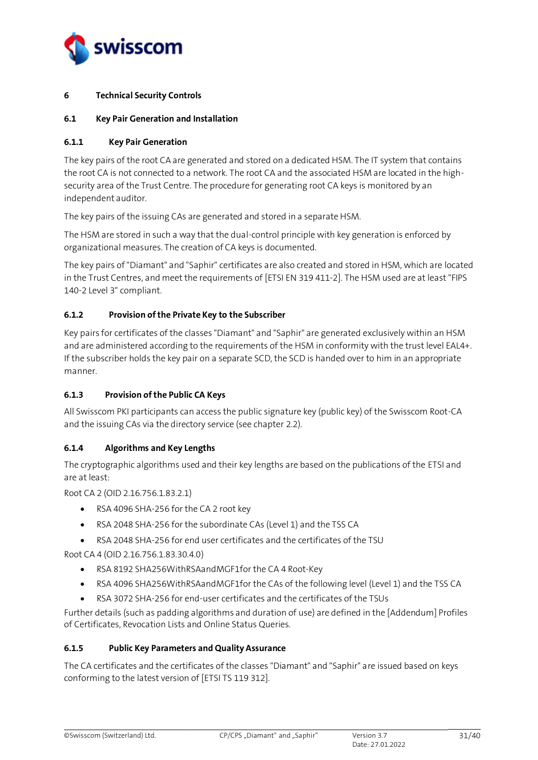# 6 Technical Security Controls

## 6.1 Key Pair Generation and Installation

### 6.1.1 Key Pair Generation

The key pairs of the root CA are generated and stored on a dedicated HSM. The IT system that contains the root CA is not connected to a network. The root CA and the associated HSM are located in the high-security area of the Trust Centre. The procedure for generating root CA keys is monitored by an independent auditor.

The key pairs of the issuing CAs are generated and stored in a separate HSM.

The HSM are stored in such a way that the dual-control principle with key generation is enforced by organizational measures. The creation of CA keys is documented.

The key pairs of "Diamant" and "Saphir" certificates are also created and stored in HSM, which are located in the Trust Centres, and meet the requirements of [ETSI EN 319 411-2]. The HSM used are at least "FIPS 140-2 Level 3" compliant.

### 6.1.2 Provision of the Private Key to the Subscriber

Key pairs for certificates of the classes "Diamant" and "Saphir" are generated exclusively within an HSM and are administered according to the requirements of the HSM in conformity with the trust level EAL4+. If the subscriber holds the key pair on a separate SCD, the SCD is handed over to him in an appropriate manner.

### 6.1.3 Provision of the Public CA Keys

All Swisscom PKI participants can access the public signature key (public key) of the Swisscom Root-CA and the issuing CAs via the directory service (see chapter 2.2).

### 6.1.4 Algorithms and Key Lengths

The cryptographic algorithms used and their key lengths are based on the publications of the ETSI and are at least:

Root CA 2 (OID 2.16.756.1.83.2.1)

- RSA 4096 SHA-256 for the CA 2 root key
- RSA 2048 SHA-256 for the subordinate CAs (Level 1) and the TSS CA
- RSA 2048 SHA-256 for end user certificates and the certificates of the TSU

Root CA 4 (OID 2.16.756.1.83.30.4.0)

- RSA 8192 SHA256WithRSAandMGF1for the CA 4 Root-Key
- RSA 4096 SHA256WithRSAandMGF1for the CAs of the following level (Level 1) and the TSS CA
- RSA 3072 SHA-256 for end-user certificates and the certificates of the TSUs

Further details (such as padding algorithms and duration of use) are defined in the [Addendum] Profiles of Certificates, Revocation Lists and Online Status Queries.

### 6.1.5 Public Key Parameters and Quality Assurance

The CA certificates and the certificates of the classes "Diamant" and "Saphir" are issued based on keys conforming to the latest version of [ETSI TS 119 312].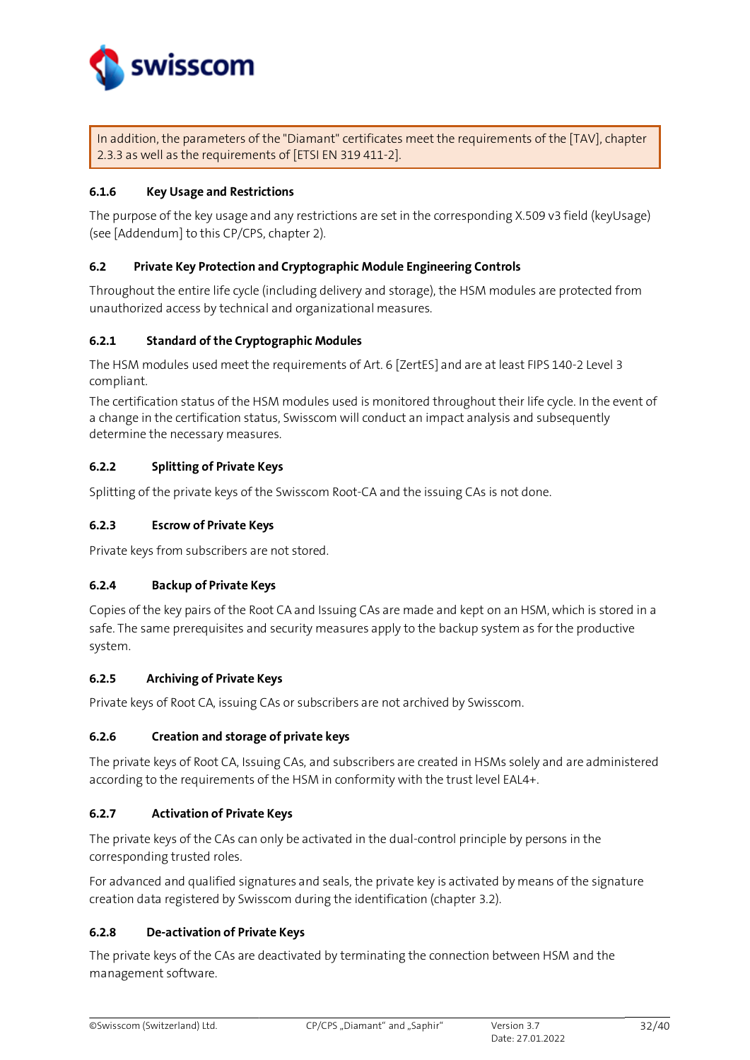In addition, the parameters of the "Diamant" certificates meet the requirements of the [TAV], chapter 2.3.3 as well as the requirements of [ETSI EN 319 411-2].

### 6.1.6 Key Usage and Restrictions

The purpose of the key usage and any restrictions are set in the corresponding X.509 v3 field (keyUsage) (see [Addendum] to this CP/CPS, chapter 2).

## 6.2 Private Key Protection and Cryptographic Module Engineering Controls

Throughout the entire life cycle (including delivery and storage), the HSM modules are protected from unauthorized access by technical and organizational measures.

### 6.2.1 Standard of the Cryptographic Modules

The HSM modules used meet the requirements of Art. 6 [ZertES] and are at least FIPS 140-2 Level 3 compliant.

The certification status of the HSM modules used is monitored throughout their life cycle. In the event of a change in the certification status, Swisscom will conduct an impact analysis and subsequently determine the necessary measures.

### 6.2.2 Splitting of Private Keys

Splitting of the private keys of the Swisscom Root-CA and the issuing CAs is not done.

### 6.2.3 Escrow of Private Keys

Private keys from subscribers are not stored.

### 6.2.4 Backup of Private Keys

Copies of the key pairs of the Root CA and Issuing CAs are made and kept on an HSM, which is stored in a safe. The same prerequisites and security measures apply to the backup system as for the productive system.

### 6.2.5 Archiving of Private Keys

Private keys of Root CA, issuing CAs or subscribers are not archived by Swisscom.

### 6.2.6 Creation and storage of private keys

The private keys of Root CA, Issuing CAs, and subscribers are created in HSMs solely and are administered according to the requirements of the HSM in conformity with the trust level EAL4+.

### 6.2.7 Activation of Private Keys

The private keys of the CAs can only be activated in the dual-control principle by persons in the corresponding trusted roles.

For advanced and qualified signatures and seals, the private key is activated by means of the signature creation data registered by Swisscom during the identification (chapter 3.2).

### 6.2.8 De-activation of Private Keys

The private keys of the CAs are deactivated by terminating the connection between HSM and the management software.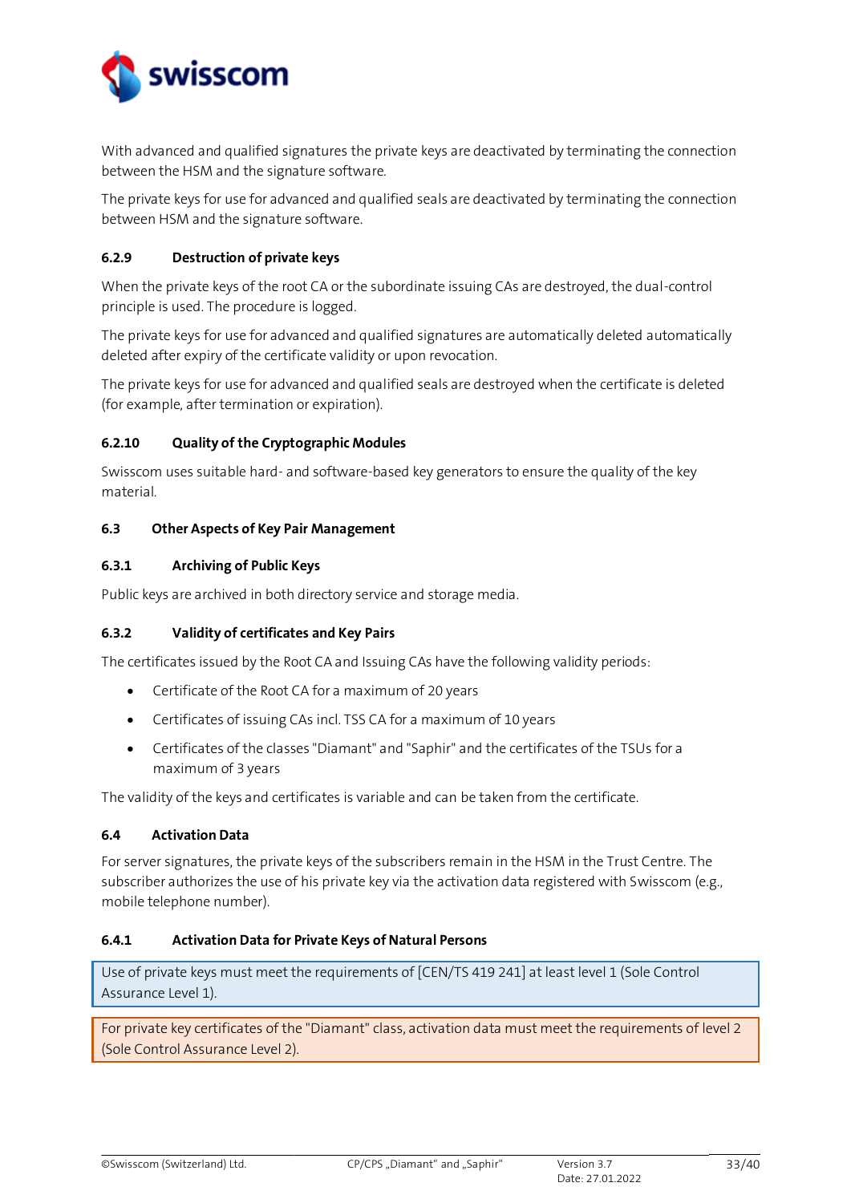With advanced and qualified signatures the private keys are deactivated by terminating the connection between the HSM and the signature software.

The private keys for use for advanced and qualified seals are deactivated by terminating the connection between HSM and the signature software.

#### 6.2.9 Destruction of private keys

When the private keys of the root CA or the subordinate issuing CAs are destroyed, the dual-control principle is used. The procedure is logged.

The private keys for use for advanced and qualified signatures are automatically deleted automatically deleted after expiry of the certificate validity or upon revocation.

The private keys for use for advanced and qualified seals are destroyed when the certificate is deleted (for example, after termination or expiration).

#### 6.2.10 Quality of the Cryptographic Modules

Swisscom uses suitable hard- and software-based key generators to ensure the quality of the key material.

### 6.3 Other Aspects of Key Pair Management

#### 6.3.1 Archiving of Public Keys

Public keys are archived in both directory service and storage media.

#### 6.3.2 Validity of certificates and Key Pairs

The certificates issued by the Root CA and Issuing CAs have the following validity periods:

- Certificate of the Root CA for a maximum of 20 years
- Certificates of issuing CAs incl. TSS CA for a maximum of 10 years
- Certificates of the classes "Diamant" and "Saphir" and the certificates of the TSUs for a maximum of 3 years

The validity of the keys and certificates is variable and can be taken from the certificate.

### 6.4 Activation Data

For server signatures, the private keys of the subscribers remain in the HSM in the Trust Centre. The subscriber authorizes the use of his private key via the activation data registered with Swisscom (e.g., mobile telephone number).

#### 6.4.1 Activation Data for Private Keys of Natural Persons

Use of private keys must meet the requirements of [CEN/TS 419 241] at least level 1 (Sole Control Assurance Level 1).

For private key certificates of the "Diamant" class, activation data must meet the requirements of level 2 (Sole Control Assurance Level 2).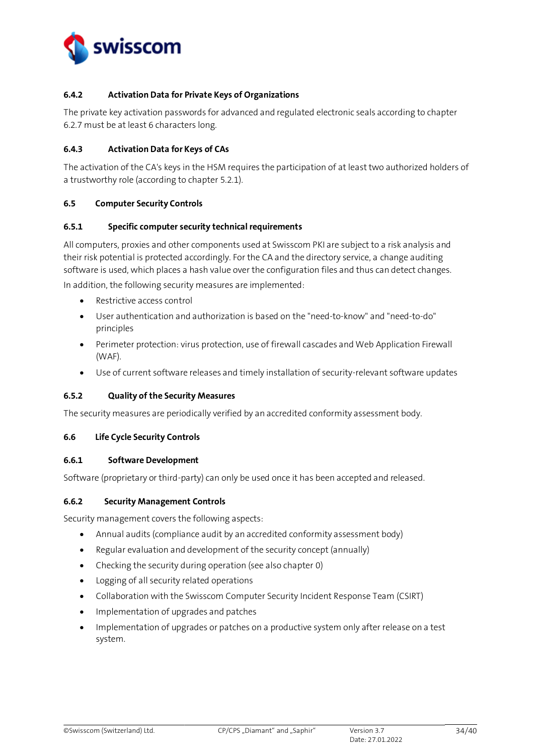### 6.4.2 Activation Data for Private Keys of Organizations

The private key activation passwords for advanced and regulated electronic seals according to chapter 6.2.7 must be at least 6 characters long.

### 6.4.3 Activation Data for Keys of CAs

The activation of the CA's keys in the HSM requires the participation of at least two authorized holders of a trustworthy role (according to chapter 5.2.1).

## 6.5 Computer Security Controls

### 6.5.1 Specific computer security technical requirements

All computers, proxies and other components used at Swisscom PKI are subject to a risk analysis and their risk potential is protected accordingly. For the CA and the directory service, a change auditing software is used, which places a hash value over the configuration files and thus can detect changes.

In addition, the following security measures are implemented:

- Restrictive access control
- User authentication and authorization is based on the "need-to-know" and "need-to-do" principles
- Perimeter protection: virus protection, use of firewall cascades and Web Application Firewall (WAF).
- Use of current software releases and timely installation of security-relevant software updates

### 6.5.2 Quality of the Security Measures

The security measures are periodically verified by an accredited conformity assessment body.

## 6.6 Life Cycle Security Controls

### 6.6.1 Software Development

Software (proprietary or third-party) can only be used once it has been accepted and released.

### 6.6.2 Security Management Controls

Security management covers the following aspects:

- Annual audits (compliance audit by an accredited conformity assessment body)
- Regular evaluation and development of the security concept (annually)
- Checking the security during operation (see also chapter 0)
- Logging of all security related operations
- Collaboration with the Swisscom Computer Security Incident Response Team (CSIRT)
- Implementation of upgrades and patches
- Implementation of upgrades or patches on a productive system only after release on a test system.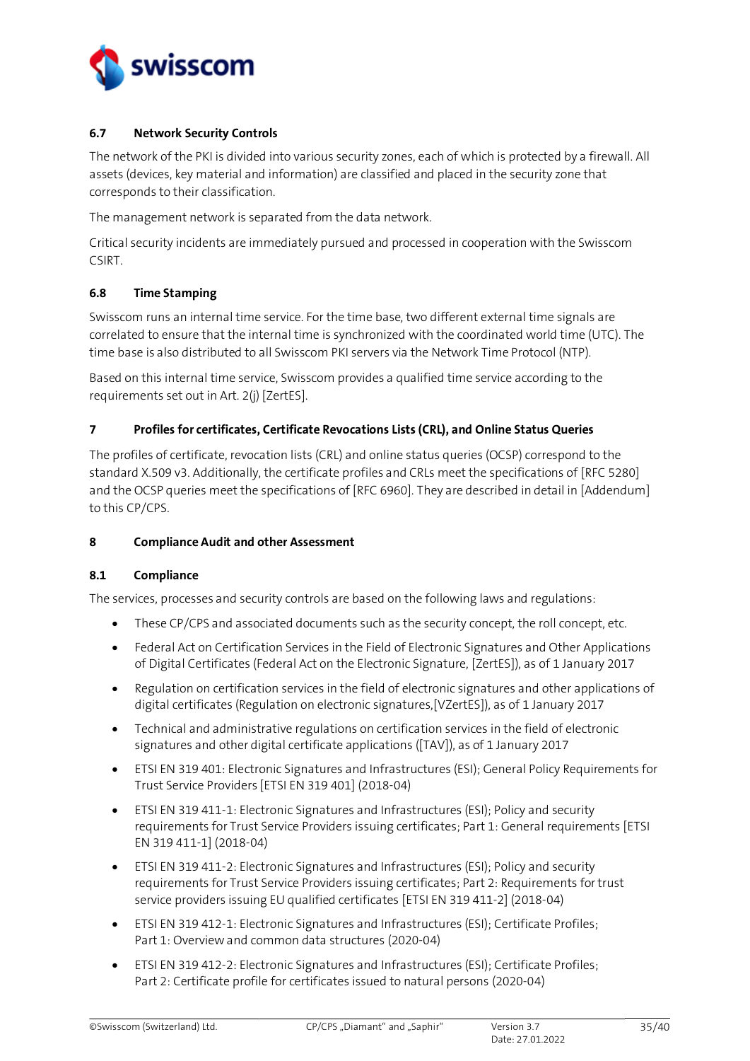### 6.7 Network Security Controls

The network of the PKI is divided into various security zones, each of which is protected by a firewall. All assets (devices, key material and information) are classified and placed in the security zone that corresponds to their classification.

The management network is separated from the data network.

Critical security incidents are immediately pursued and processed in cooperation with the Swisscom CSIRT.

### 6.8 Time Stamping

Swisscom runs an internal time service. For the time base, two different external time signals are correlated to ensure that the internal time is synchronized with the coordinated world time (UTC). The time base is also distributed to all Swisscom PKI servers via the Network Time Protocol (NTP).

Based on this internal time service, Swisscom provides a qualified time service according to the requirements set out in Art. 2(j) [ZertES].

## 7 Profiles for certificates, Certificate Revocations Lists (CRL), and Online Status Queries

The profiles of certificate, revocation lists (CRL) and online status queries (OCSP) correspond to the standard X.509 v3. Additionally, the certificate profiles and CRLs meet the specifications of [RFC 5280] and the OCSP queries meet the specifications of [RFC 6960]. They are described in detail in [Addendum] to this CP/CPS.

## 8 Compliance Audit and other Assessment

### 8.1 Compliance

The services, processes and security controls are based on the following laws and regulations:

- These CP/CPS and associated documents such as the security concept, the roll concept, etc.
- Federal Act on Certification Services in the Field of Electronic Signatures and Other Applications of Digital Certificates (Federal Act on the Electronic Signature, [ZertES]), as of 1 January 2017
- Regulation on certification services in the field of electronic signatures and other applications of digital certificates (Regulation on electronic signatures,[VZertES]), as of 1 January 2017
- Technical and administrative regulations on certification services in the field of electronic signatures and other digital certificate applications ([TAV]), as of 1 January 2017
- ETSI EN 319 401: Electronic Signatures and Infrastructures (ESI); General Policy Requirements for Trust Service Providers [ETSI EN 319 401] (2018-04)
- ETSI EN 319 411-1: Electronic Signatures and Infrastructures (ESI); Policy and security requirements for Trust Service Providers issuing certificates; Part 1: General requirements [ETSI EN 319 411-1] (2018-04)
- ETSI EN 319 411-2: Electronic Signatures and Infrastructures (ESI); Policy and security requirements for Trust Service Providers issuing certificates; Part 2: Requirements for trust service providers issuing EU qualified certificates [ETSI EN 319 411-2] (2018-04)
- ETSI EN 319 412-1: Electronic Signatures and Infrastructures (ESI); Certificate Profiles; Part 1: Overview and common data structures (2020-04)
- ETSI EN 319 412-2: Electronic Signatures and Infrastructures (ESI); Certificate Profiles; Part 2: Certificate profile for certificates issued to natural persons (2020-04)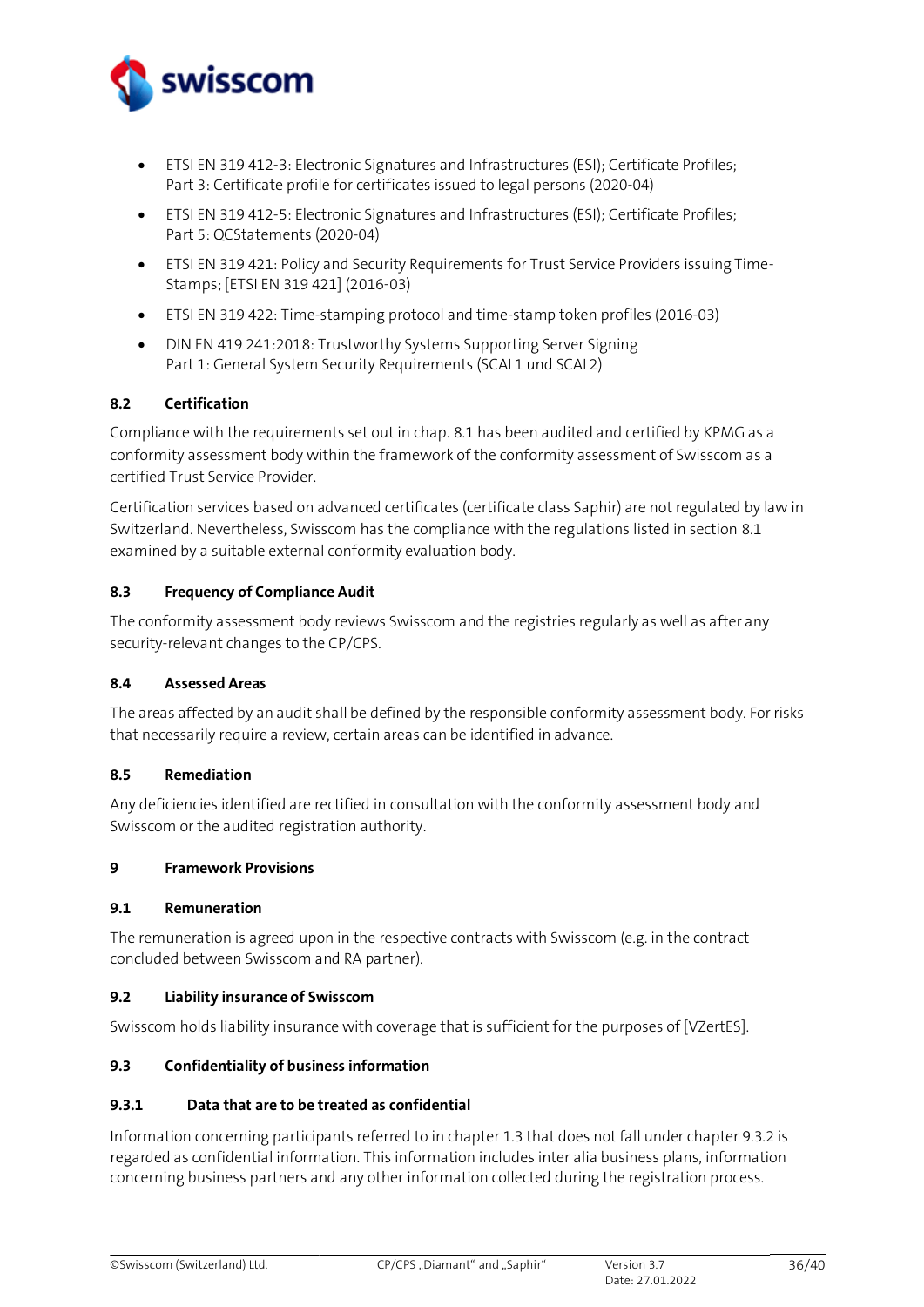- ETSI EN 319 412-3: Electronic Signatures and Infrastructures (ESI); Certificate Profiles; Part 3: Certificate profile for certificates issued to legal persons (2020-04)
- ETSI EN 319 412-5: Electronic Signatures and Infrastructures (ESI); Certificate Profiles; Part 5: QCStatements (2020-04)
- ETSI EN 319 421: Policy and Security Requirements for Trust Service Providers issuing Time-Stamps; [ETSI EN 319 421] (2016-03)
- ETSI EN 319 422: Time-stamping protocol and time-stamp token profiles (2016-03)
- DIN EN 419 241:2018: Trustworthy Systems Supporting Server Signing Part 1: General System Security Requirements (SCAL1 und SCAL2)

### 8.2 Certification

Compliance with the requirements set out in chap. 8.1 has been audited and certified by KPMG as a conformity assessment body within the framework of the conformity assessment of Swisscom as a certified Trust Service Provider.

Certification services based on advanced certificates (certificate class Saphir) are not regulated by law in Switzerland. Nevertheless, Swisscom has the compliance with the regulations listed in section 8.1 examined by a suitable external conformity evaluation body.

### 8.3 Frequency of Compliance Audit

The conformity assessment body reviews Swisscom and the registries regularly as well as after any security-relevant changes to the CP/CPS.

### 8.4 Assessed Areas

The areas affected by an audit shall be defined by the responsible conformity assessment body. For risks that necessarily require a review, certain areas can be identified in advance.

### 8.5 Remediation

Any deficiencies identified are rectified in consultation with the conformity assessment body and Swisscom or the audited registration authority.

## 9 Framework Provisions

### 9.1 Remuneration

The remuneration is agreed upon in the respective contracts with Swisscom (e.g. in the contract concluded between Swisscom and RA partner).

### 9.2 Liability insurance of Swisscom

Swisscom holds liability insurance with coverage that is sufficient for the purposes of [VZertES].

### 9.3 Confidentiality of business information

#### 9.3.1 Data that are to be treated as confidential

Information concerning participants referred to in chapter 1.3 that does not fall under chapter 9.3.2 is regarded as confidential information. This information includes inter alia business plans, information concerning business partners and any other information collected during the registration process.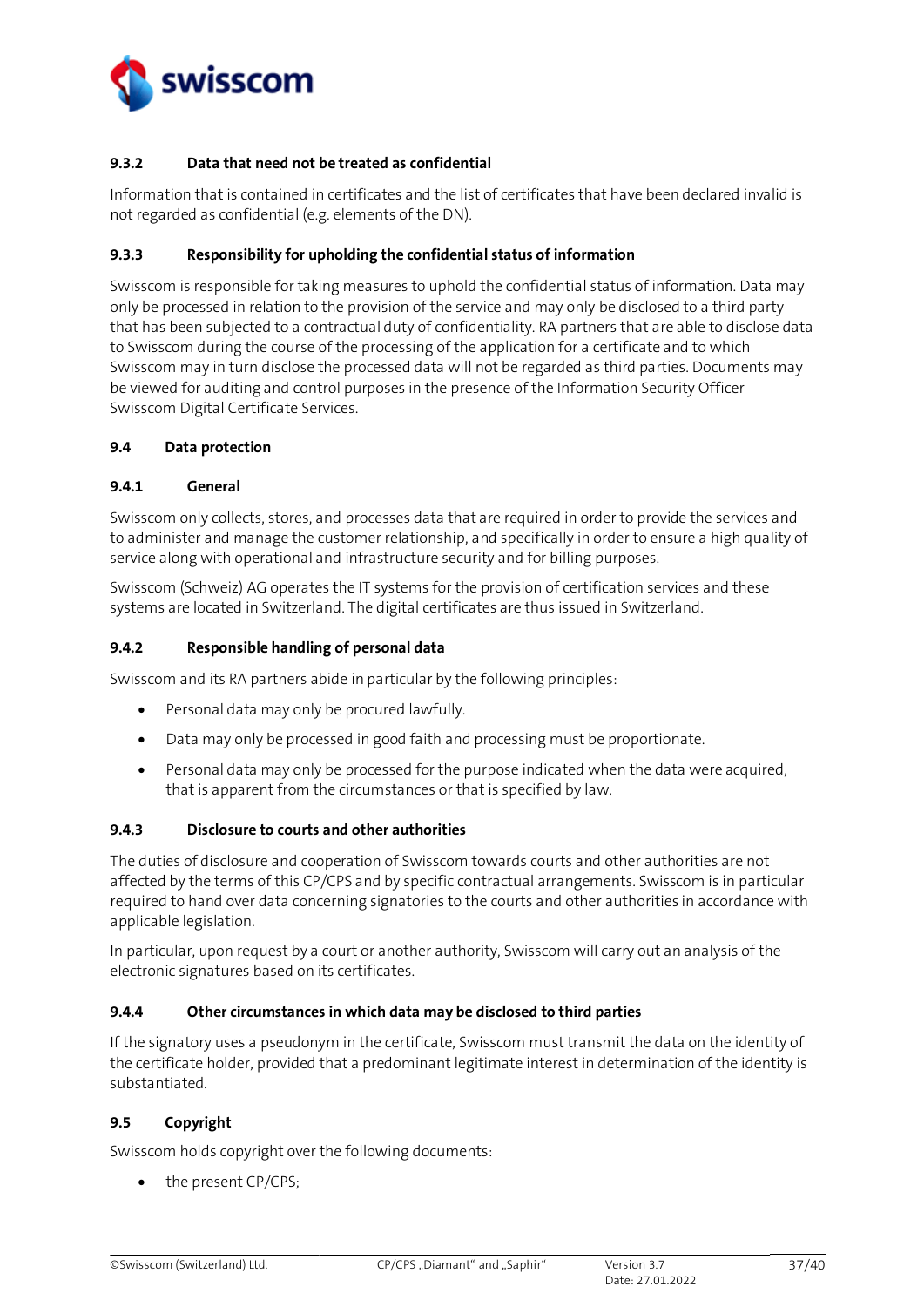#### 9.3.2 Data that need not be treated as confidential

Information that is contained in certificates and the list of certificates that have been declared invalid is not regarded as confidential (e.g. elements of the DN).

#### 9.3.3 Responsibility for upholding the confidential status of information

Swisscom is responsible for taking measures to uphold the confidential status of information. Data may only be processed in relation to the provision of the service and may only be disclosed to a third party that has been subjected to a contractual duty of confidentiality. RA partners that are able to disclose data to Swisscom during the course of the processing of the application for a certificate and to which Swisscom may in turn disclose the processed data will not be regarded as third parties. Documents may be viewed for auditing and control purposes in the presence of the Information Security Officer Swisscom Digital Certificate Services.

### 9.4 Data protection

#### 9.4.1 General

Swisscom only collects, stores, and processes data that are required in order to provide the services and to administer and manage the customer relationship, and specifically in order to ensure a high quality of service along with operational and infrastructure security and for billing purposes.

Swisscom (Schweiz) AG operates the IT systems for the provision of certification services and these systems are located in Switzerland. The digital certificates are thus issued in Switzerland.

#### 9.4.2 Responsible handling of personal data

Swisscom and its RA partners abide in particular by the following principles:

- Personal data may only be procured lawfully.
- Data may only be processed in good faith and processing must be proportionate.
- Personal data may only be processed for the purpose indicated when the data were acquired, that is apparent from the circumstances or that is specified by law.

#### 9.4.3 Disclosure to courts and other authorities

The duties of disclosure and cooperation of Swisscom towards courts and other authorities are not affected by the terms of this CP/CPS and by specific contractual arrangements. Swisscom is in particular required to hand over data concerning signatories to the courts and other authorities in accordance with applicable legislation.

In particular, upon request by a court or another authority, Swisscom will carry out an analysis of the electronic signatures based on its certificates.

#### 9.4.4 Other circumstances in which data may be disclosed to third parties

If the signatory uses a pseudonym in the certificate, Swisscom must transmit the data on the identity of the certificate holder, provided that a predominant legitimate interest in determination of the identity is substantiated.

### 9.5 Copyright

Swisscom holds copyright over the following documents:

- the present CP/CPS;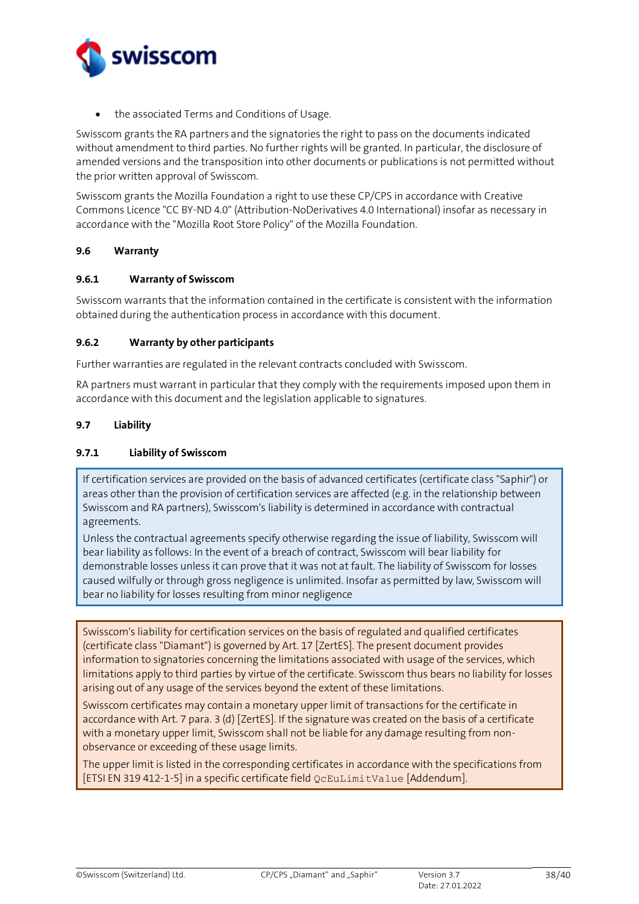- the associated Terms and Conditions of Usage.

Swisscom grants the RA partners and the signatories the right to pass on the documents indicated without amendment to third parties. No further rights will be granted. In particular, the disclosure of amended versions and the transposition into other documents or publications is not permitted without the prior written approval of Swisscom.

Swisscom grants the Mozilla Foundation a right to use these CP/CPS in accordance with Creative Commons Licence "CC BY-ND 4.0" (Attribution-NoDerivatives 4.0 International) insofar as necessary in accordance with the "Mozilla Root Store Policy" of the Mozilla Foundation.

## 9.6 Warranty

### 9.6.1 Warranty of Swisscom

Swisscom warrants that the information contained in the certificate is consistent with the information obtained during the authentication process in accordance with this document.

### 9.6.2 Warranty by other participants

Further warranties are regulated in the relevant contracts concluded with Swisscom.

RA partners must warrant in particular that they comply with the requirements imposed upon them in accordance with this document and the legislation applicable to signatures.

## 9.7 Liability

### 9.7.1 Liability of Swisscom

If certification services are provided on the basis of advanced certificates (certificate class "Saphir") or areas other than the provision of certification services are affected (e.g. in the relationship between Swisscom and RA partners), Swisscom's liability is determined in accordance with contractual agreements.

Unless the contractual agreements specify otherwise regarding the issue of liability, Swisscom will bear liability as follows: In the event of a breach of contract, Swisscom will bear liability for demonstrable losses unless it can prove that it was not at fault. The liability of Swisscom for losses caused wilfully or through gross negligence is unlimited. Insofar as permitted by law, Swisscom will bear no liability for losses resulting from minor negligence

Swisscom's liability for certification services on the basis of regulated and qualified certificates (certificate class "Diamant") is governed by Art. 17 [ZertES]. The present document provides information to signatories concerning the limitations associated with usage of the services, which limitations apply to third parties by virtue of the certificate. Swisscom thus bears no liability for losses arising out of any usage of the services beyond the extent of these limitations.

Swisscom certificates may contain a monetary upper limit of transactions for the certificate in accordance with Art. 7 para. 3 (d) [ZertES]. If the signature was created on the basis of a certificate with a monetary upper limit, Swisscom shall not be liable for any damage resulting from non-observance or exceeding of these usage limits.

The upper limit is listed in the corresponding certificates in accordance with the specifications from [ETSI EN 319 412-1-5] in a specific certificate field `QcEuLimitValue` [Addendum].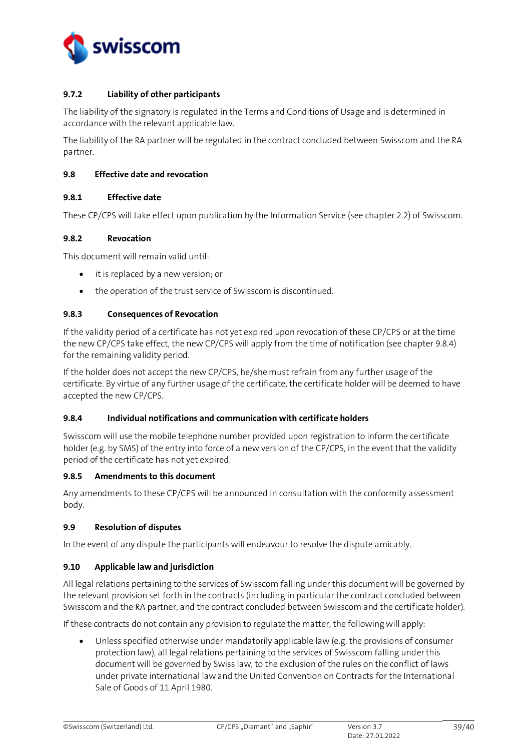#### 9.7.2 Liability of other participants

The liability of the signatory is regulated in the Terms and Conditions of Usage and is determined in accordance with the relevant applicable law.

The liability of the RA partner will be regulated in the contract concluded between Swisscom and the RA partner.

### 9.8 Effective date and revocation

#### 9.8.1 Effective date

These CP/CPS will take effect upon publication by the Information Service (see chapter 2.2) of Swisscom.

#### 9.8.2 Revocation

This document will remain valid until:

- it is replaced by a new version; or
- the operation of the trust service of Swisscom is discontinued.

#### 9.8.3 Consequences of Revocation

If the validity period of a certificate has not yet expired upon revocation of these CP/CPS or at the time the new CP/CPS take effect, the new CP/CPS will apply from the time of notification (see chapter 9.8.4) for the remaining validity period.

If the holder does not accept the new CP/CPS, he/she must refrain from any further usage of the certificate. By virtue of any further usage of the certificate, the certificate holder will be deemed to have accepted the new CP/CPS.

#### 9.8.4 Individual notifications and communication with certificate holders

Swisscom will use the mobile telephone number provided upon registration to inform the certificate holder (e.g. by SMS) of the entry into force of a new version of the CP/CPS, in the event that the validity period of the certificate has not yet expired.

#### 9.8.5 Amendments to this document

Any amendments to these CP/CPS will be announced in consultation with the conformity assessment body.

### 9.9 Resolution of disputes

In the event of any dispute the participants will endeavour to resolve the dispute amicably.

### 9.10 Applicable law and jurisdiction

All legal relations pertaining to the services of Swisscom falling under this document will be governed by the relevant provision set forth in the contracts (including in particular the contract concluded between Swisscom and the RA partner, and the contract concluded between Swisscom and the certificate holder).

If these contracts do not contain any provision to regulate the matter, the following will apply:

- Unless specified otherwise under mandatorily applicable law (e.g. the provisions of consumer protection law), all legal relations pertaining to the services of Swisscom falling under this document will be governed by Swiss law, to the exclusion of the rules on the conflict of laws under private international law and the United Convention on Contracts for the International Sale of Goods of 11 April 1980.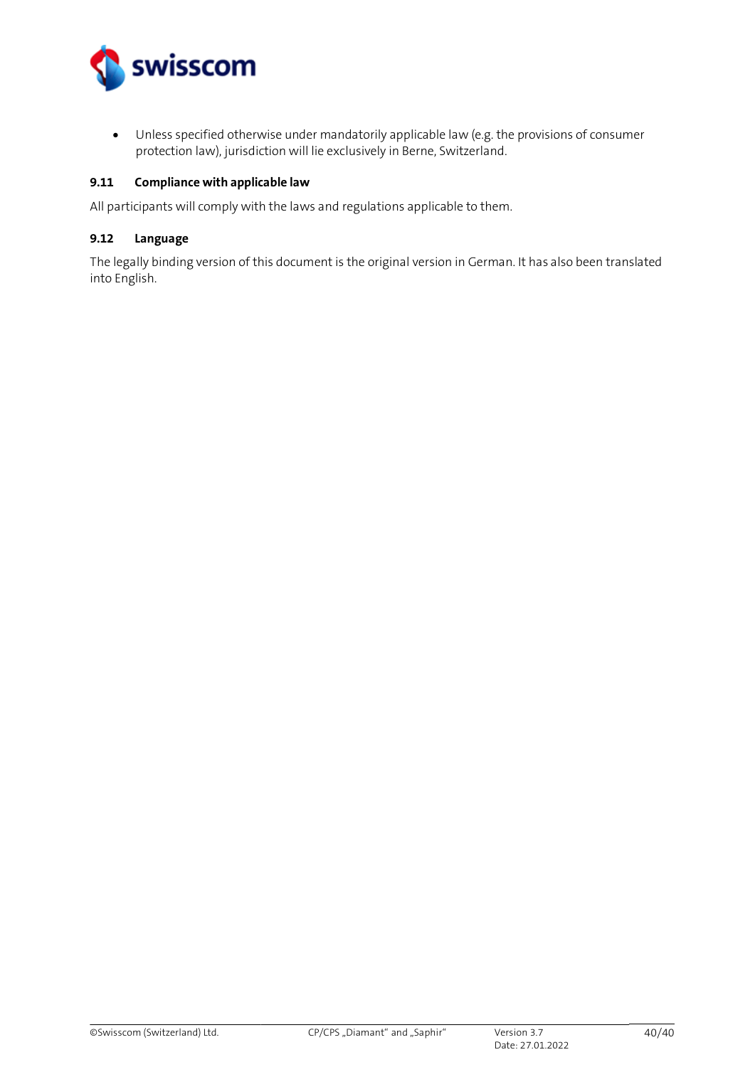- Unless specified otherwise under mandatorily applicable law (e.g. the provisions of consumer protection law), jurisdiction will lie exclusively in Berne, Switzerland.

### 9.11 Compliance with applicable law

All participants will comply with the laws and regulations applicable to them.

### 9.12 Language

The legally binding version of this document is the original version in German. It has also been translated into English.